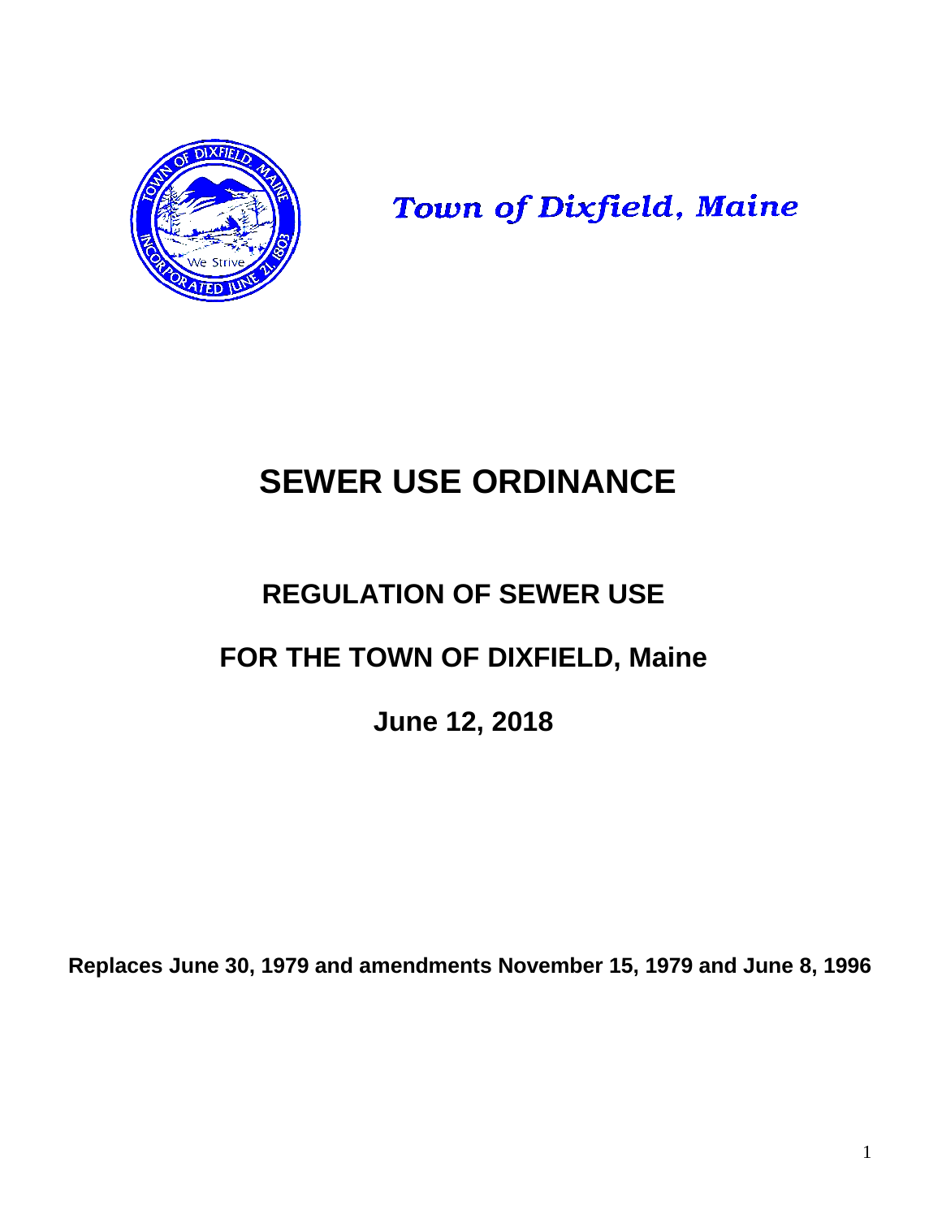*Town of Dixfield, Maine*

# SEWER USE ORDINANCE

## REGULATION OF SEWER USE

## FOR THE TOWN OF DIXFIELD, Maine

## June 12, 2018

**Replaces June 30, 1979 and amendments November 15, 1979 and June 8, 1996**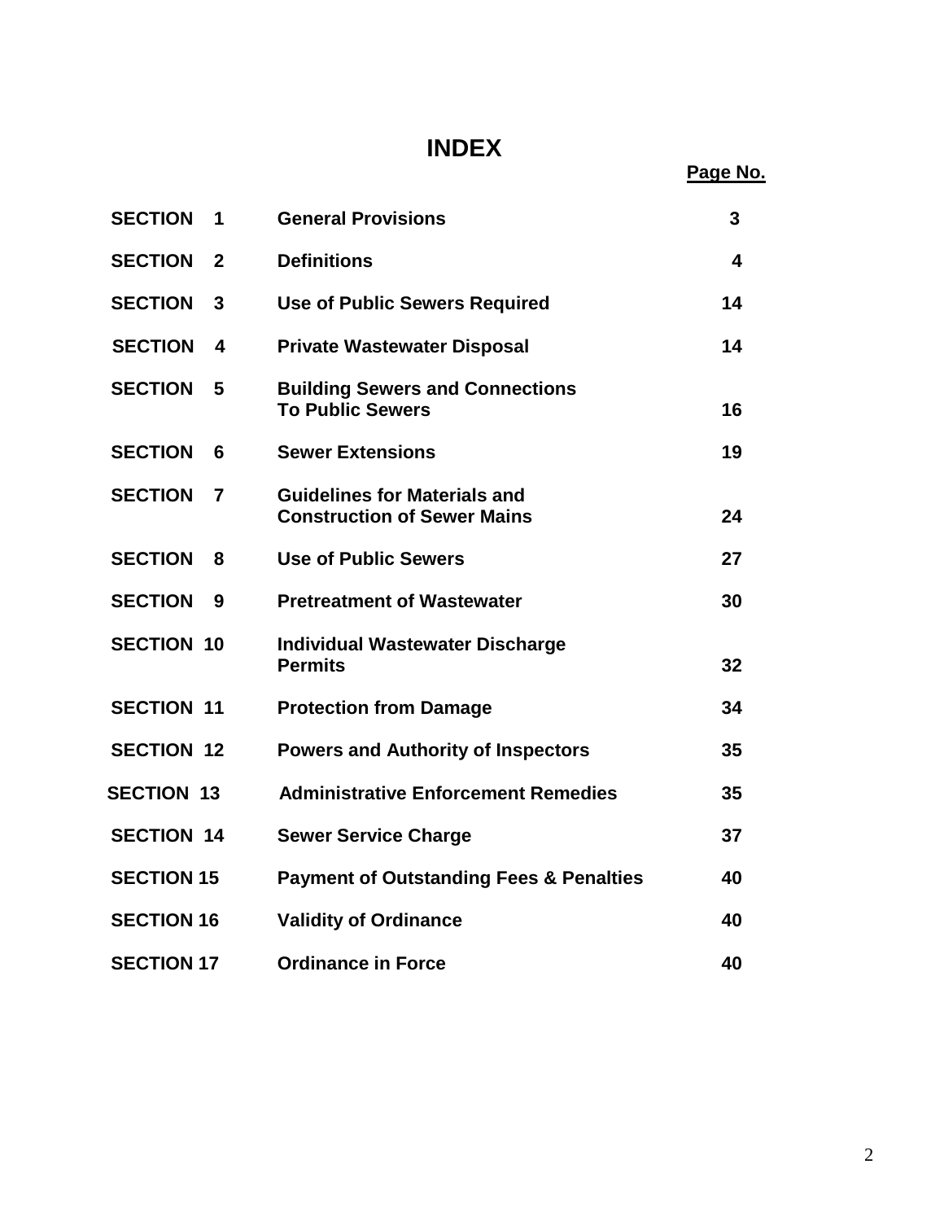# INDEX

| | | Page No. |
|---|---|---|
| **SECTION 1** | **General Provisions** | **3** |
| **SECTION 2** | **Definitions** | **4** |
| **SECTION 3** | **Use of Public Sewers Required** | **14** |
| **SECTION 4** | **Private Wastewater Disposal** | **14** |
| **SECTION 5** | **Building Sewers and Connections To Public Sewers** | **16** |
| **SECTION 6** | **Sewer Extensions** | **19** |
| **SECTION 7** | **Guidelines for Materials and Construction of Sewer Mains** | **24** |
| **SECTION 8** | **Use of Public Sewers** | **27** |
| **SECTION 9** | **Pretreatment of Wastewater** | **30** |
| **SECTION 10** | **Individual Wastewater Discharge Permits** | **32** |
| **SECTION 11** | **Protection from Damage** | **34** |
| **SECTION 12** | **Powers and Authority of Inspectors** | **35** |
| **SECTION 13** | **Administrative Enforcement Remedies** | **35** |
| **SECTION 14** | **Sewer Service Charge** | **37** |
| **SECTION 15** | **Payment of Outstanding Fees & Penalties** | **40** |
| **SECTION 16** | **Validity of Ordinance** | **40** |
| **SECTION 17** | **Ordinance in Force** | **40** |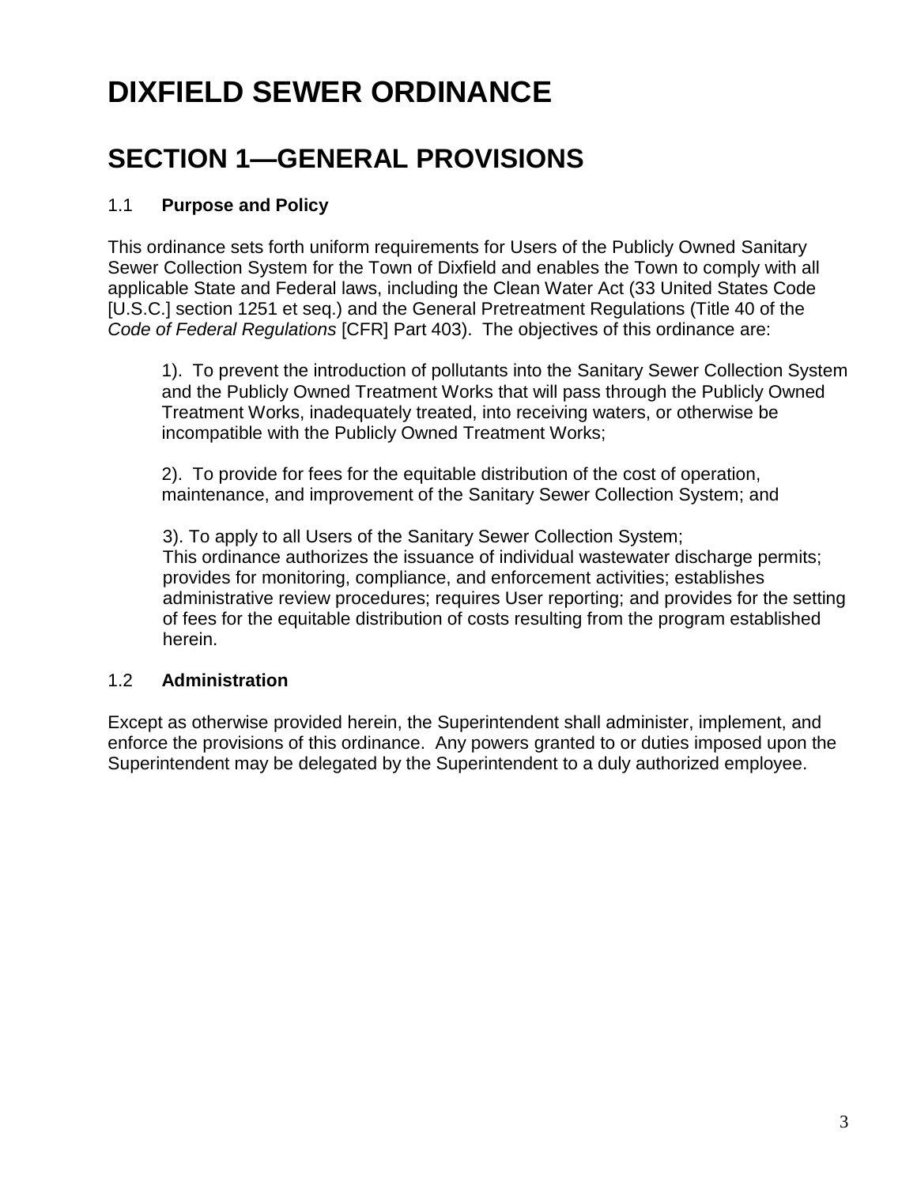# DIXFIELD SEWER ORDINANCE

## SECTION 1—GENERAL PROVISIONS

1.1 **Purpose and Policy**

This ordinance sets forth uniform requirements for Users of the Publicly Owned Sanitary Sewer Collection System for the Town of Dixfield and enables the Town to comply with all applicable State and Federal laws, including the Clean Water Act (33 United States Code [U.S.C.] section 1251 et seq.) and the General Pretreatment Regulations (Title 40 of the *Code of Federal Regulations* [CFR] Part 403). The objectives of this ordinance are:

1). To prevent the introduction of pollutants into the Sanitary Sewer Collection System and the Publicly Owned Treatment Works that will pass through the Publicly Owned Treatment Works, inadequately treated, into receiving waters, or otherwise be incompatible with the Publicly Owned Treatment Works;

2). To provide for fees for the equitable distribution of the cost of operation, maintenance, and improvement of the Sanitary Sewer Collection System; and

3). To apply to all Users of the Sanitary Sewer Collection System;
This ordinance authorizes the issuance of individual wastewater discharge permits; provides for monitoring, compliance, and enforcement activities; establishes administrative review procedures; requires User reporting; and provides for the setting of fees for the equitable distribution of costs resulting from the program established herein.

1.2 **Administration**

Except as otherwise provided herein, the Superintendent shall administer, implement, and enforce the provisions of this ordinance. Any powers granted to or duties imposed upon the Superintendent may be delegated by the Superintendent to a duly authorized employee.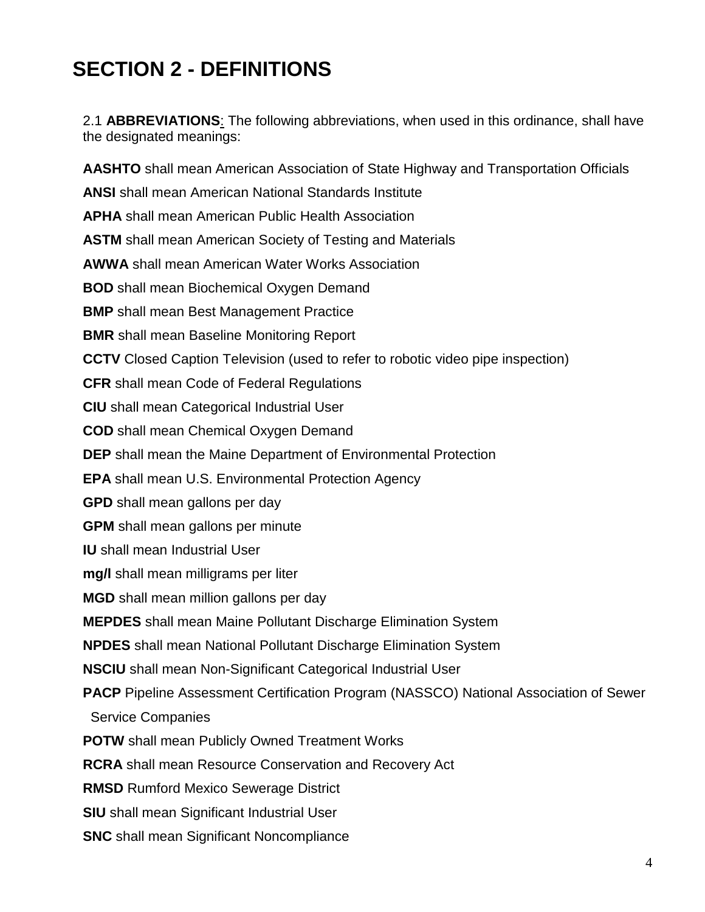# SECTION 2 - DEFINITIONS

2.1 **ABBREVIATIONS**: The following abbreviations, when used in this ordinance, shall have the designated meanings:

**AASHTO** shall mean American Association of State Highway and Transportation Officials

**ANSI** shall mean American National Standards Institute

**APHA** shall mean American Public Health Association

**ASTM** shall mean American Society of Testing and Materials

**AWWA** shall mean American Water Works Association

**BOD** shall mean Biochemical Oxygen Demand

**BMP** shall mean Best Management Practice

**BMR** shall mean Baseline Monitoring Report

**CCTV** Closed Caption Television (used to refer to robotic video pipe inspection)

**CFR** shall mean Code of Federal Regulations

**CIU** shall mean Categorical Industrial User

**COD** shall mean Chemical Oxygen Demand

**DEP** shall mean the Maine Department of Environmental Protection

**EPA** shall mean U.S. Environmental Protection Agency

**GPD** shall mean gallons per day

**GPM** shall mean gallons per minute

**IU** shall mean Industrial User

**mg/l** shall mean milligrams per liter

**MGD** shall mean million gallons per day

**MEPDES** shall mean Maine Pollutant Discharge Elimination System

**NPDES** shall mean National Pollutant Discharge Elimination System

**NSCIU** shall mean Non-Significant Categorical Industrial User

**PACP** Pipeline Assessment Certification Program (NASSCO) National Association of Sewer Service Companies

**POTW** shall mean Publicly Owned Treatment Works

**RCRA** shall mean Resource Conservation and Recovery Act

**RMSD** Rumford Mexico Sewerage District

**SIU** shall mean Significant Industrial User

**SNC** shall mean Significant Noncompliance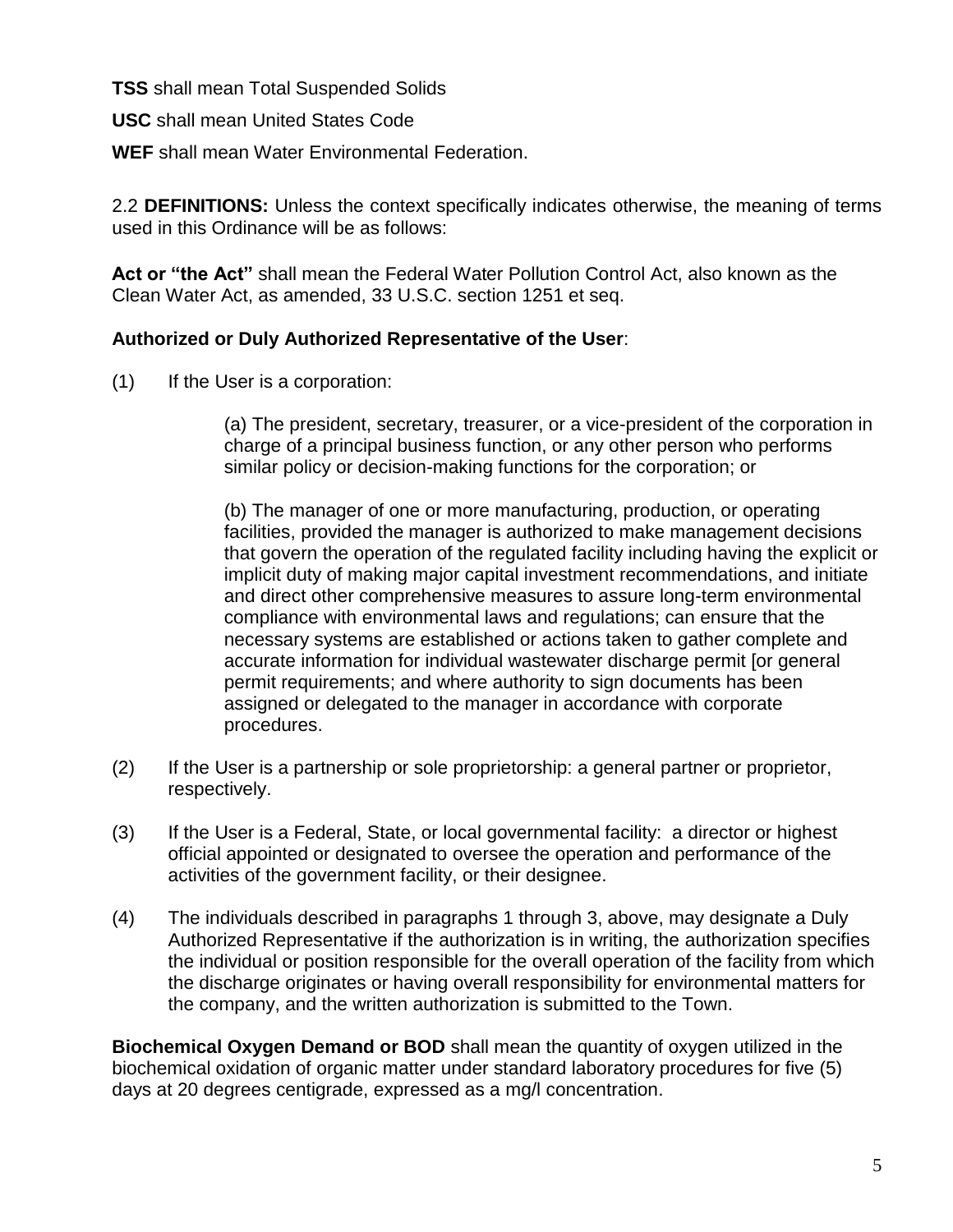**TSS** shall mean Total Suspended Solids

**USC** shall mean United States Code

**WEF** shall mean Water Environmental Federation.

2.2 **DEFINITIONS:** Unless the context specifically indicates otherwise, the meaning of terms used in this Ordinance will be as follows:

**Act or "the Act"** shall mean the Federal Water Pollution Control Act, also known as the Clean Water Act, as amended, 33 U.S.C. section 1251 et seq.

**Authorized or Duly Authorized Representative of the User**:

(1) If the User is a corporation:

> (a) The president, secretary, treasurer, or a vice-president of the corporation in charge of a principal business function, or any other person who performs similar policy or decision-making functions for the corporation; or
>
> (b) The manager of one or more manufacturing, production, or operating facilities, provided the manager is authorized to make management decisions that govern the operation of the regulated facility including having the explicit or implicit duty of making major capital investment recommendations, and initiate and direct other comprehensive measures to assure long-term environmental compliance with environmental laws and regulations; can ensure that the necessary systems are established or actions taken to gather complete and accurate information for individual wastewater discharge permit [or general permit requirements; and where authority to sign documents has been assigned or delegated to the manager in accordance with corporate procedures.

(2) If the User is a partnership or sole proprietorship: a general partner or proprietor, respectively.

(3) If the User is a Federal, State, or local governmental facility: a director or highest official appointed or designated to oversee the operation and performance of the activities of the government facility, or their designee.

(4) The individuals described in paragraphs 1 through 3, above, may designate a Duly Authorized Representative if the authorization is in writing, the authorization specifies the individual or position responsible for the overall operation of the facility from which the discharge originates or having overall responsibility for environmental matters for the company, and the written authorization is submitted to the Town.

**Biochemical Oxygen Demand or BOD** shall mean the quantity of oxygen utilized in the biochemical oxidation of organic matter under standard laboratory procedures for five (5) days at 20 degrees centigrade, expressed as a mg/l concentration.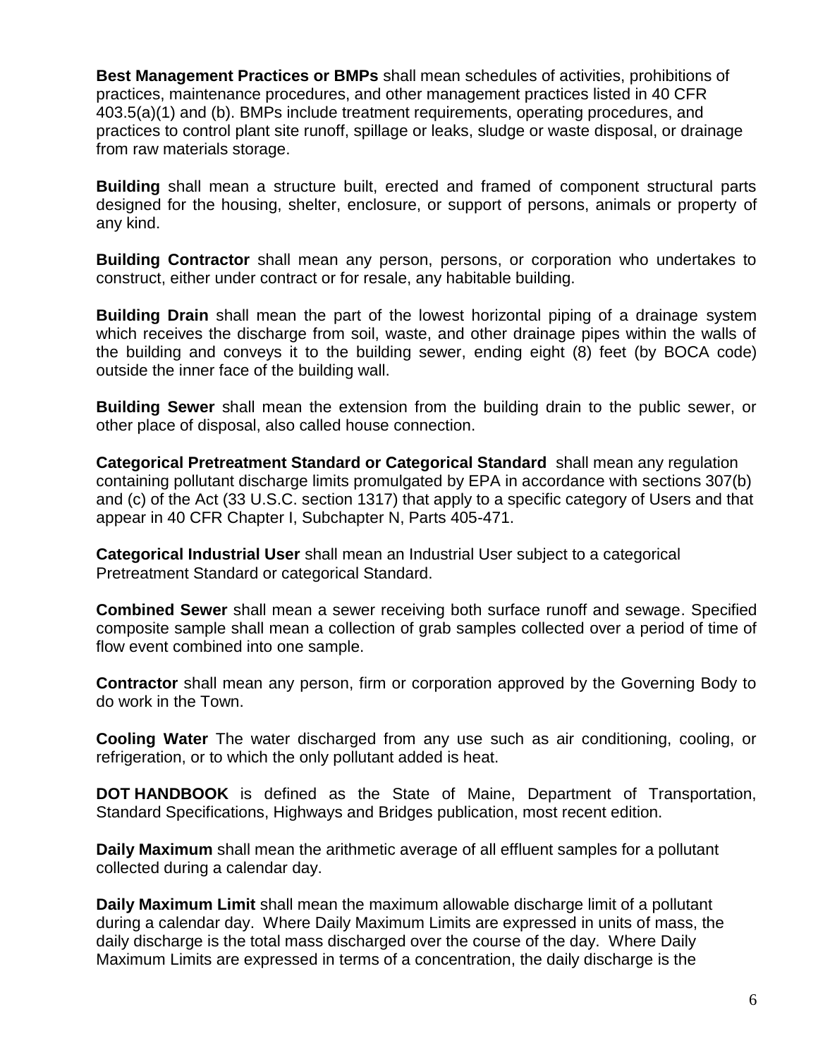**Best Management Practices or BMPs** shall mean schedules of activities, prohibitions of practices, maintenance procedures, and other management practices listed in 40 CFR 403.5(a)(1) and (b). BMPs include treatment requirements, operating procedures, and practices to control plant site runoff, spillage or leaks, sludge or waste disposal, or drainage from raw materials storage.

**Building** shall mean a structure built, erected and framed of component structural parts designed for the housing, shelter, enclosure, or support of persons, animals or property of any kind.

**Building Contractor** shall mean any person, persons, or corporation who undertakes to construct, either under contract or for resale, any habitable building.

**Building Drain** shall mean the part of the lowest horizontal piping of a drainage system which receives the discharge from soil, waste, and other drainage pipes within the walls of the building and conveys it to the building sewer, ending eight (8) feet (by BOCA code) outside the inner face of the building wall.

**Building Sewer** shall mean the extension from the building drain to the public sewer, or other place of disposal, also called house connection.

**Categorical Pretreatment Standard or Categorical Standard** shall mean any regulation containing pollutant discharge limits promulgated by EPA in accordance with sections 307(b) and (c) of the Act (33 U.S.C. section 1317) that apply to a specific category of Users and that appear in 40 CFR Chapter I, Subchapter N, Parts 405-471.

**Categorical Industrial User** shall mean an Industrial User subject to a categorical Pretreatment Standard or categorical Standard.

**Combined Sewer** shall mean a sewer receiving both surface runoff and sewage. Specified composite sample shall mean a collection of grab samples collected over a period of time of flow event combined into one sample.

**Contractor** shall mean any person, firm or corporation approved by the Governing Body to do work in the Town.

**Cooling Water** The water discharged from any use such as air conditioning, cooling, or refrigeration, or to which the only pollutant added is heat.

**DOT HANDBOOK** is defined as the State of Maine, Department of Transportation, Standard Specifications, Highways and Bridges publication, most recent edition.

**Daily Maximum** shall mean the arithmetic average of all effluent samples for a pollutant collected during a calendar day.

**Daily Maximum Limit** shall mean the maximum allowable discharge limit of a pollutant during a calendar day. Where Daily Maximum Limits are expressed in units of mass, the daily discharge is the total mass discharged over the course of the day. Where Daily Maximum Limits are expressed in terms of a concentration, the daily discharge is the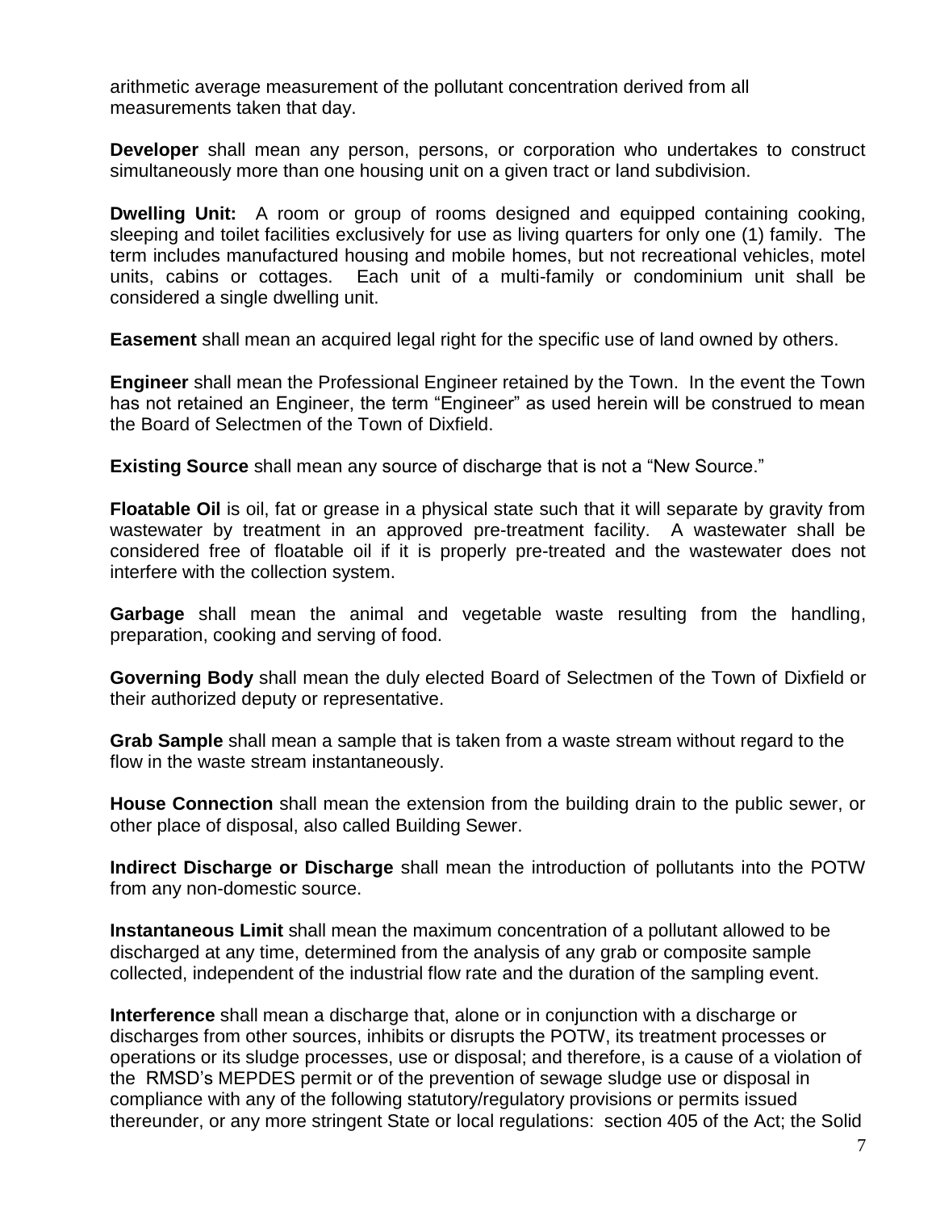arithmetic average measurement of the pollutant concentration derived from all measurements taken that day.

**Developer** shall mean any person, persons, or corporation who undertakes to construct simultaneously more than one housing unit on a given tract or land subdivision.

**Dwelling Unit:** A room or group of rooms designed and equipped containing cooking, sleeping and toilet facilities exclusively for use as living quarters for only one (1) family. The term includes manufactured housing and mobile homes, but not recreational vehicles, motel units, cabins or cottages. Each unit of a multi-family or condominium unit shall be considered a single dwelling unit.

**Easement** shall mean an acquired legal right for the specific use of land owned by others.

**Engineer** shall mean the Professional Engineer retained by the Town. In the event the Town has not retained an Engineer, the term "Engineer" as used herein will be construed to mean the Board of Selectmen of the Town of Dixfield.

**Existing Source** shall mean any source of discharge that is not a "New Source."

**Floatable Oil** is oil, fat or grease in a physical state such that it will separate by gravity from wastewater by treatment in an approved pre-treatment facility. A wastewater shall be considered free of floatable oil if it is properly pre-treated and the wastewater does not interfere with the collection system.

**Garbage** shall mean the animal and vegetable waste resulting from the handling, preparation, cooking and serving of food.

**Governing Body** shall mean the duly elected Board of Selectmen of the Town of Dixfield or their authorized deputy or representative.

**Grab Sample** shall mean a sample that is taken from a waste stream without regard to the flow in the waste stream instantaneously.

**House Connection** shall mean the extension from the building drain to the public sewer, or other place of disposal, also called Building Sewer.

**Indirect Discharge or Discharge** shall mean the introduction of pollutants into the POTW from any non-domestic source.

**Instantaneous Limit** shall mean the maximum concentration of a pollutant allowed to be discharged at any time, determined from the analysis of any grab or composite sample collected, independent of the industrial flow rate and the duration of the sampling event.

**Interference** shall mean a discharge that, alone or in conjunction with a discharge or discharges from other sources, inhibits or disrupts the POTW, its treatment processes or operations or its sludge processes, use or disposal; and therefore, is a cause of a violation of the RMSD's MEPDES permit or of the prevention of sewage sludge use or disposal in compliance with any of the following statutory/regulatory provisions or permits issued thereunder, or any more stringent State or local regulations: section 405 of the Act; the Solid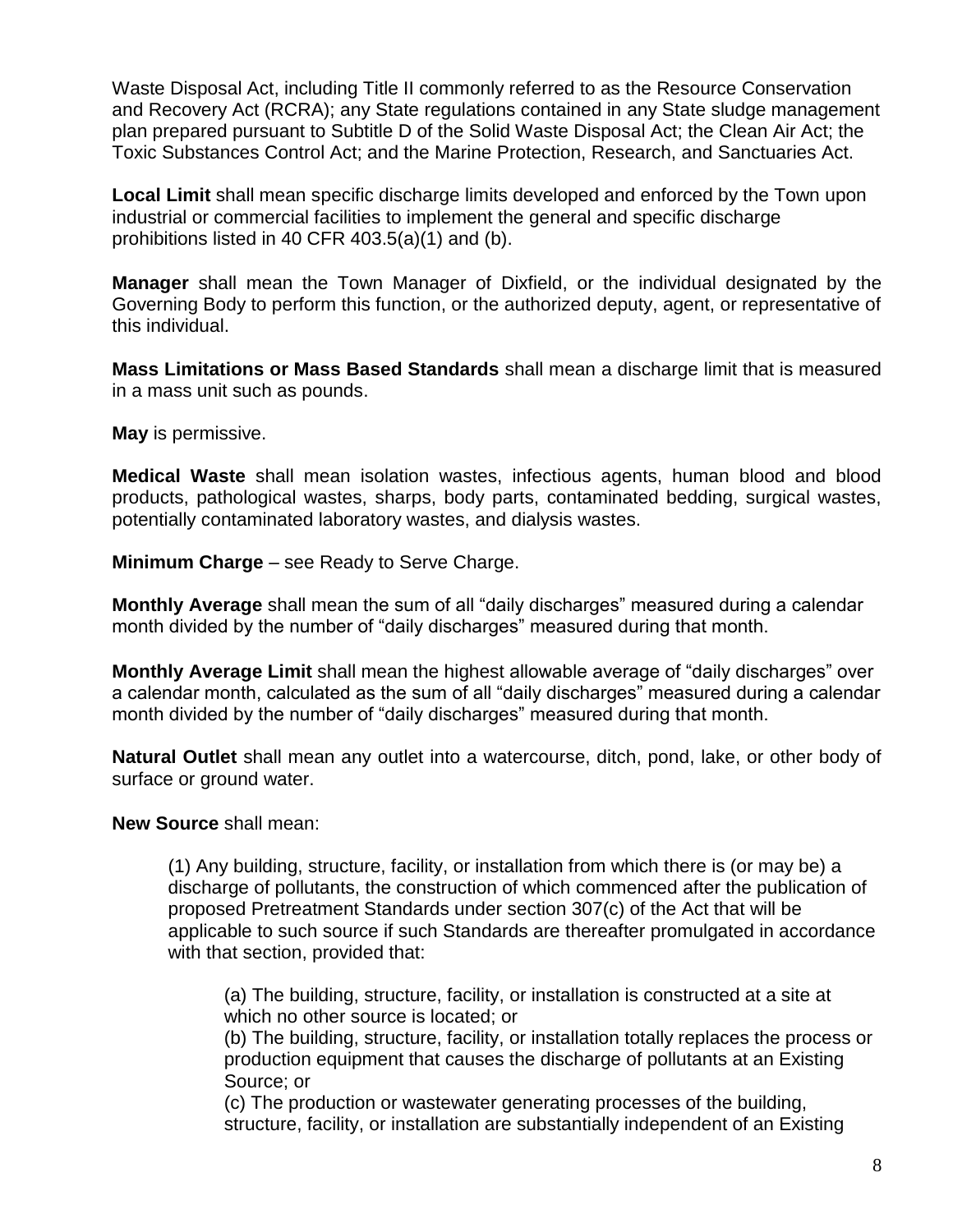Waste Disposal Act, including Title II commonly referred to as the Resource Conservation and Recovery Act (RCRA); any State regulations contained in any State sludge management plan prepared pursuant to Subtitle D of the Solid Waste Disposal Act; the Clean Air Act; the Toxic Substances Control Act; and the Marine Protection, Research, and Sanctuaries Act.

**Local Limit** shall mean specific discharge limits developed and enforced by the Town upon industrial or commercial facilities to implement the general and specific discharge prohibitions listed in 40 CFR 403.5(a)(1) and (b).

**Manager** shall mean the Town Manager of Dixfield, or the individual designated by the Governing Body to perform this function, or the authorized deputy, agent, or representative of this individual.

**Mass Limitations or Mass Based Standards** shall mean a discharge limit that is measured in a mass unit such as pounds.

**May** is permissive.

**Medical Waste** shall mean isolation wastes, infectious agents, human blood and blood products, pathological wastes, sharps, body parts, contaminated bedding, surgical wastes, potentially contaminated laboratory wastes, and dialysis wastes.

**Minimum Charge** – see Ready to Serve Charge.

**Monthly Average** shall mean the sum of all "daily discharges" measured during a calendar month divided by the number of "daily discharges" measured during that month.

**Monthly Average Limit** shall mean the highest allowable average of "daily discharges" over a calendar month, calculated as the sum of all "daily discharges" measured during a calendar month divided by the number of "daily discharges" measured during that month.

**Natural Outlet** shall mean any outlet into a watercourse, ditch, pond, lake, or other body of surface or ground water.

**New Source** shall mean:

(1) Any building, structure, facility, or installation from which there is (or may be) a discharge of pollutants, the construction of which commenced after the publication of proposed Pretreatment Standards under section 307(c) of the Act that will be applicable to such source if such Standards are thereafter promulgated in accordance with that section, provided that:

(a) The building, structure, facility, or installation is constructed at a site at which no other source is located; or
(b) The building, structure, facility, or installation totally replaces the process or production equipment that causes the discharge of pollutants at an Existing Source; or
(c) The production or wastewater generating processes of the building, structure, facility, or installation are substantially independent of an Existing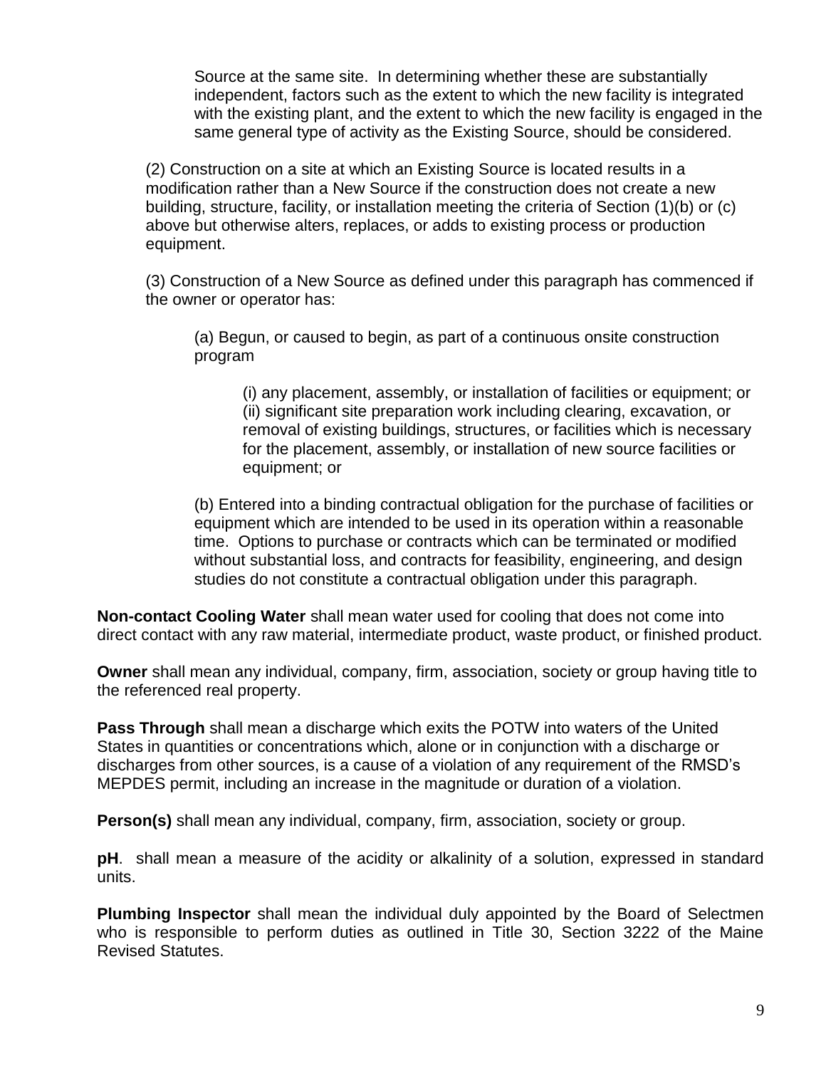Source at the same site. In determining whether these are substantially independent, factors such as the extent to which the new facility is integrated with the existing plant, and the extent to which the new facility is engaged in the same general type of activity as the Existing Source, should be considered.

(2) Construction on a site at which an Existing Source is located results in a modification rather than a New Source if the construction does not create a new building, structure, facility, or installation meeting the criteria of Section (1)(b) or (c) above but otherwise alters, replaces, or adds to existing process or production equipment.

(3) Construction of a New Source as defined under this paragraph has commenced if the owner or operator has:

(a) Begun, or caused to begin, as part of a continuous onsite construction program

(i) any placement, assembly, or installation of facilities or equipment; or
(ii) significant site preparation work including clearing, excavation, or removal of existing buildings, structures, or facilities which is necessary for the placement, assembly, or installation of new source facilities or equipment; or

(b) Entered into a binding contractual obligation for the purchase of facilities or equipment which are intended to be used in its operation within a reasonable time. Options to purchase or contracts which can be terminated or modified without substantial loss, and contracts for feasibility, engineering, and design studies do not constitute a contractual obligation under this paragraph.

**Non-contact Cooling Water** shall mean water used for cooling that does not come into direct contact with any raw material, intermediate product, waste product, or finished product.

**Owner** shall mean any individual, company, firm, association, society or group having title to the referenced real property.

**Pass Through** shall mean a discharge which exits the POTW into waters of the United States in quantities or concentrations which, alone or in conjunction with a discharge or discharges from other sources, is a cause of a violation of any requirement of the RMSD's MEPDES permit, including an increase in the magnitude or duration of a violation.

**Person(s)** shall mean any individual, company, firm, association, society or group.

**pH**. shall mean a measure of the acidity or alkalinity of a solution, expressed in standard units.

**Plumbing Inspector** shall mean the individual duly appointed by the Board of Selectmen who is responsible to perform duties as outlined in Title 30, Section 3222 of the Maine Revised Statutes.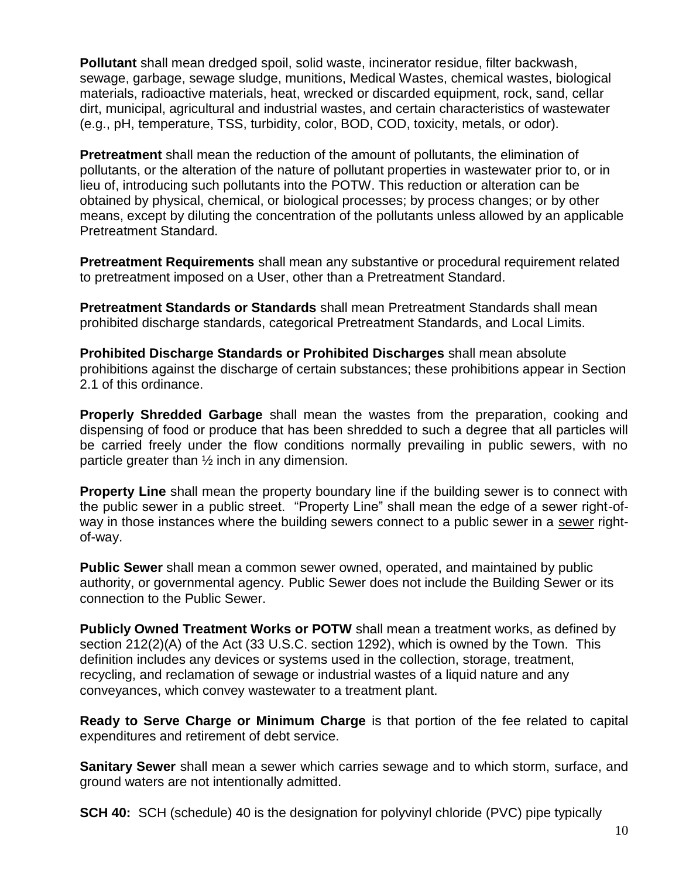**Pollutant** shall mean dredged spoil, solid waste, incinerator residue, filter backwash, sewage, garbage, sewage sludge, munitions, Medical Wastes, chemical wastes, biological materials, radioactive materials, heat, wrecked or discarded equipment, rock, sand, cellar dirt, municipal, agricultural and industrial wastes, and certain characteristics of wastewater (e.g., pH, temperature, TSS, turbidity, color, BOD, COD, toxicity, metals, or odor).

**Pretreatment** shall mean the reduction of the amount of pollutants, the elimination of pollutants, or the alteration of the nature of pollutant properties in wastewater prior to, or in lieu of, introducing such pollutants into the POTW. This reduction or alteration can be obtained by physical, chemical, or biological processes; by process changes; or by other means, except by diluting the concentration of the pollutants unless allowed by an applicable Pretreatment Standard.

**Pretreatment Requirements** shall mean any substantive or procedural requirement related to pretreatment imposed on a User, other than a Pretreatment Standard.

**Pretreatment Standards or Standards** shall mean Pretreatment Standards shall mean prohibited discharge standards, categorical Pretreatment Standards, and Local Limits.

**Prohibited Discharge Standards or Prohibited Discharges** shall mean absolute prohibitions against the discharge of certain substances; these prohibitions appear in Section 2.1 of this ordinance.

**Properly Shredded Garbage** shall mean the wastes from the preparation, cooking and dispensing of food or produce that has been shredded to such a degree that all particles will be carried freely under the flow conditions normally prevailing in public sewers, with no particle greater than ½ inch in any dimension.

**Property Line** shall mean the property boundary line if the building sewer is to connect with the public sewer in a public street. "Property Line" shall mean the edge of a sewer right-of-way in those instances where the building sewers connect to a public sewer in a sewer right-of-way.

**Public Sewer** shall mean a common sewer owned, operated, and maintained by public authority, or governmental agency. Public Sewer does not include the Building Sewer or its connection to the Public Sewer.

**Publicly Owned Treatment Works or POTW** shall mean a treatment works, as defined by section 212(2)(A) of the Act (33 U.S.C. section 1292), which is owned by the Town. This definition includes any devices or systems used in the collection, storage, treatment, recycling, and reclamation of sewage or industrial wastes of a liquid nature and any conveyances, which convey wastewater to a treatment plant.

**Ready to Serve Charge or Minimum Charge** is that portion of the fee related to capital expenditures and retirement of debt service.

**Sanitary Sewer** shall mean a sewer which carries sewage and to which storm, surface, and ground waters are not intentionally admitted.

**SCH 40:** SCH (schedule) 40 is the designation for polyvinyl chloride (PVC) pipe typically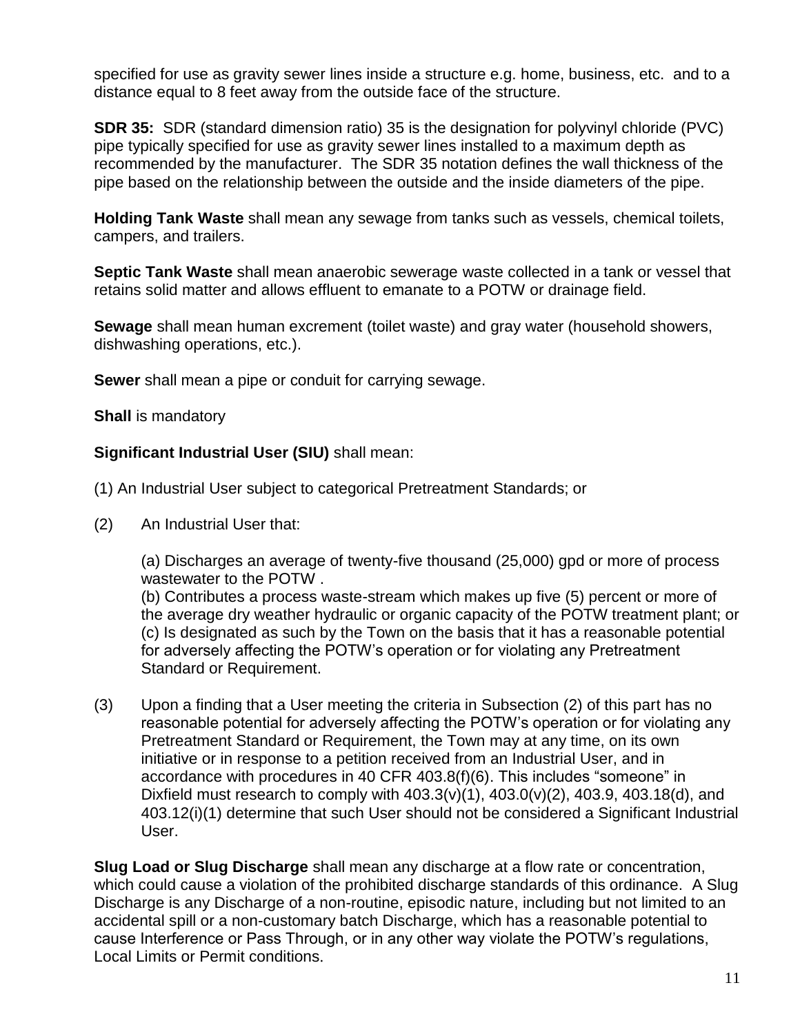specified for use as gravity sewer lines inside a structure e.g. home, business, etc. and to a distance equal to 8 feet away from the outside face of the structure.

**SDR 35:** SDR (standard dimension ratio) 35 is the designation for polyvinyl chloride (PVC) pipe typically specified for use as gravity sewer lines installed to a maximum depth as recommended by the manufacturer. The SDR 35 notation defines the wall thickness of the pipe based on the relationship between the outside and the inside diameters of the pipe.

**Holding Tank Waste** shall mean any sewage from tanks such as vessels, chemical toilets, campers, and trailers.

**Septic Tank Waste** shall mean anaerobic sewerage waste collected in a tank or vessel that retains solid matter and allows effluent to emanate to a POTW or drainage field.

**Sewage** shall mean human excrement (toilet waste) and gray water (household showers, dishwashing operations, etc.).

**Sewer** shall mean a pipe or conduit for carrying sewage.

**Shall** is mandatory

**Significant Industrial User (SIU)** shall mean:

(1) An Industrial User subject to categorical Pretreatment Standards; or

(2) An Industrial User that:

(a) Discharges an average of twenty-five thousand (25,000) gpd or more of process wastewater to the POTW .
(b) Contributes a process waste-stream which makes up five (5) percent or more of the average dry weather hydraulic or organic capacity of the POTW treatment plant; or
(c) Is designated as such by the Town on the basis that it has a reasonable potential for adversely affecting the POTW's operation or for violating any Pretreatment Standard or Requirement.

(3) Upon a finding that a User meeting the criteria in Subsection (2) of this part has no reasonable potential for adversely affecting the POTW's operation or for violating any Pretreatment Standard or Requirement, the Town may at any time, on its own initiative or in response to a petition received from an Industrial User, and in accordance with procedures in 40 CFR 403.8(f)(6). This includes "someone" in Dixfield must research to comply with 403.3(v)(1), 403.0(v)(2), 403.9, 403.18(d), and 403.12(i)(1) determine that such User should not be considered a Significant Industrial User.

**Slug Load or Slug Discharge** shall mean any discharge at a flow rate or concentration, which could cause a violation of the prohibited discharge standards of this ordinance. A Slug Discharge is any Discharge of a non-routine, episodic nature, including but not limited to an accidental spill or a non-customary batch Discharge, which has a reasonable potential to cause Interference or Pass Through, or in any other way violate the POTW's regulations, Local Limits or Permit conditions.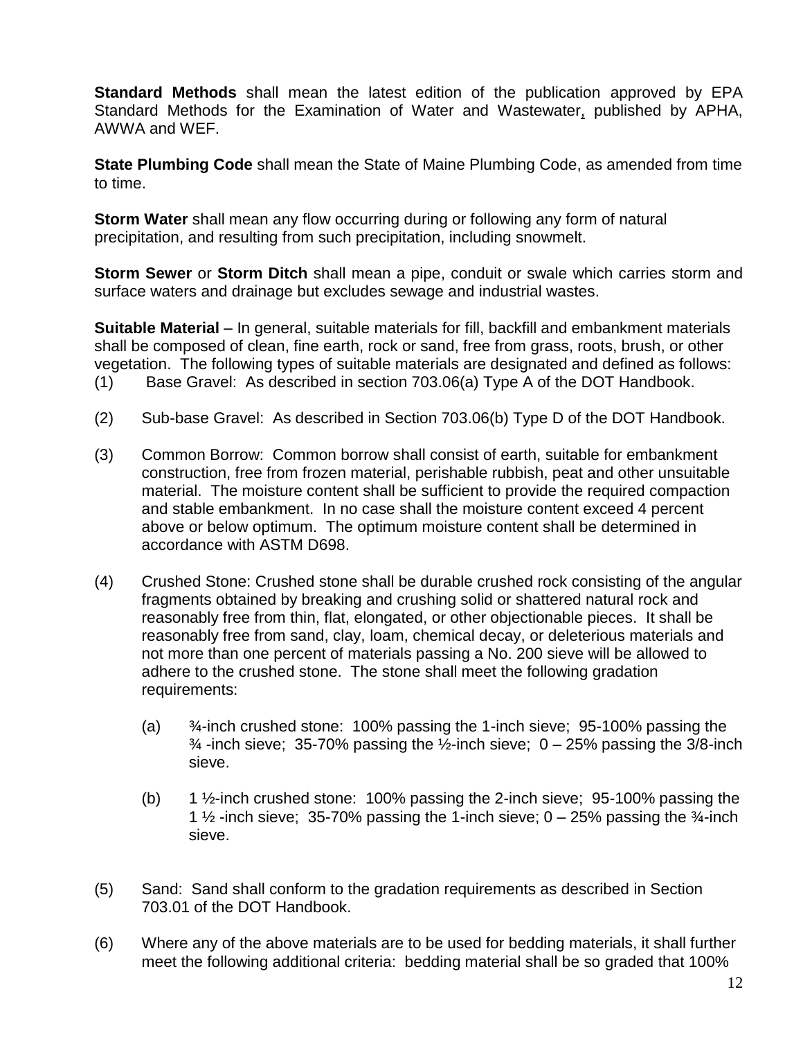**Standard Methods** shall mean the latest edition of the publication approved by EPA Standard Methods for the Examination of Water and Wastewater, published by APHA, AWWA and WEF.

**State Plumbing Code** shall mean the State of Maine Plumbing Code, as amended from time to time.

**Storm Water** shall mean any flow occurring during or following any form of natural precipitation, and resulting from such precipitation, including snowmelt.

**Storm Sewer** or **Storm Ditch** shall mean a pipe, conduit or swale which carries storm and surface waters and drainage but excludes sewage and industrial wastes.

**Suitable Material** – In general, suitable materials for fill, backfill and embankment materials shall be composed of clean, fine earth, rock or sand, free from grass, roots, brush, or other vegetation. The following types of suitable materials are designated and defined as follows:

(1) Base Gravel: As described in section 703.06(a) Type A of the DOT Handbook.

(2) Sub-base Gravel: As described in Section 703.06(b) Type D of the DOT Handbook.

(3) Common Borrow: Common borrow shall consist of earth, suitable for embankment construction, free from frozen material, perishable rubbish, peat and other unsuitable material. The moisture content shall be sufficient to provide the required compaction and stable embankment. In no case shall the moisture content exceed 4 percent above or below optimum. The optimum moisture content shall be determined in accordance with ASTM D698.

(4) Crushed Stone: Crushed stone shall be durable crushed rock consisting of the angular fragments obtained by breaking and crushing solid or shattered natural rock and reasonably free from thin, flat, elongated, or other objectionable pieces. It shall be reasonably free from sand, clay, loam, chemical decay, or deleterious materials and not more than one percent of materials passing a No. 200 sieve will be allowed to adhere to the crushed stone. The stone shall meet the following gradation requirements:

   (a) ¾-inch crushed stone: 100% passing the 1-inch sieve; 95-100% passing the ¾ -inch sieve; 35-70% passing the ½-inch sieve; 0 – 25% passing the 3/8-inch sieve.

   (b) 1 ½-inch crushed stone: 100% passing the 2-inch sieve; 95-100% passing the 1 ½ -inch sieve; 35-70% passing the 1-inch sieve; 0 – 25% passing the ¾-inch sieve.

(5) Sand: Sand shall conform to the gradation requirements as described in Section 703.01 of the DOT Handbook.

(6) Where any of the above materials are to be used for bedding materials, it shall further meet the following additional criteria: bedding material shall be so graded that 100%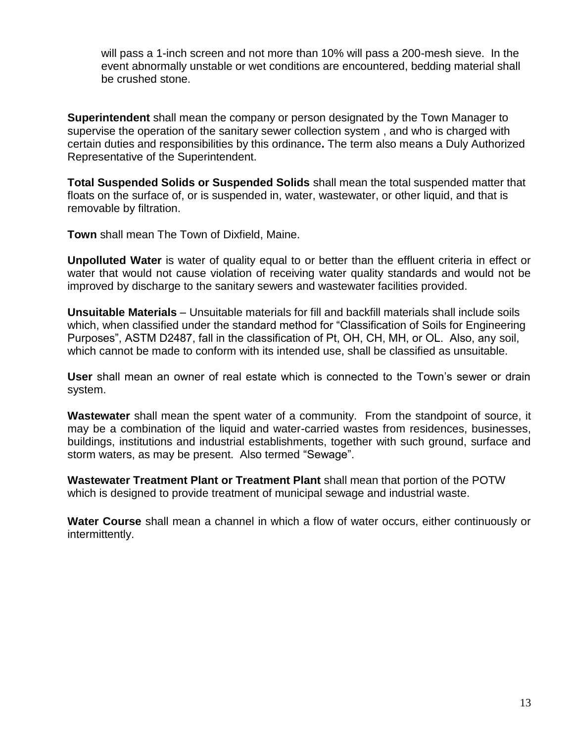will pass a 1-inch screen and not more than 10% will pass a 200-mesh sieve. In the event abnormally unstable or wet conditions are encountered, bedding material shall be crushed stone.

**Superintendent** shall mean the company or person designated by the Town Manager to supervise the operation of the sanitary sewer collection system , and who is charged with certain duties and responsibilities by this ordinance**.** The term also means a Duly Authorized Representative of the Superintendent.

**Total Suspended Solids or Suspended Solids** shall mean the total suspended matter that floats on the surface of, or is suspended in, water, wastewater, or other liquid, and that is removable by filtration.

**Town** shall mean The Town of Dixfield, Maine.

**Unpolluted Water** is water of quality equal to or better than the effluent criteria in effect or water that would not cause violation of receiving water quality standards and would not be improved by discharge to the sanitary sewers and wastewater facilities provided.

**Unsuitable Materials** – Unsuitable materials for fill and backfill materials shall include soils which, when classified under the standard method for "Classification of Soils for Engineering Purposes", ASTM D2487, fall in the classification of Pt, OH, CH, MH, or OL. Also, any soil, which cannot be made to conform with its intended use, shall be classified as unsuitable.

**User** shall mean an owner of real estate which is connected to the Town's sewer or drain system.

**Wastewater** shall mean the spent water of a community. From the standpoint of source, it may be a combination of the liquid and water-carried wastes from residences, businesses, buildings, institutions and industrial establishments, together with such ground, surface and storm waters, as may be present. Also termed "Sewage".

**Wastewater Treatment Plant or Treatment Plant** shall mean that portion of the POTW which is designed to provide treatment of municipal sewage and industrial waste.

**Water Course** shall mean a channel in which a flow of water occurs, either continuously or intermittently.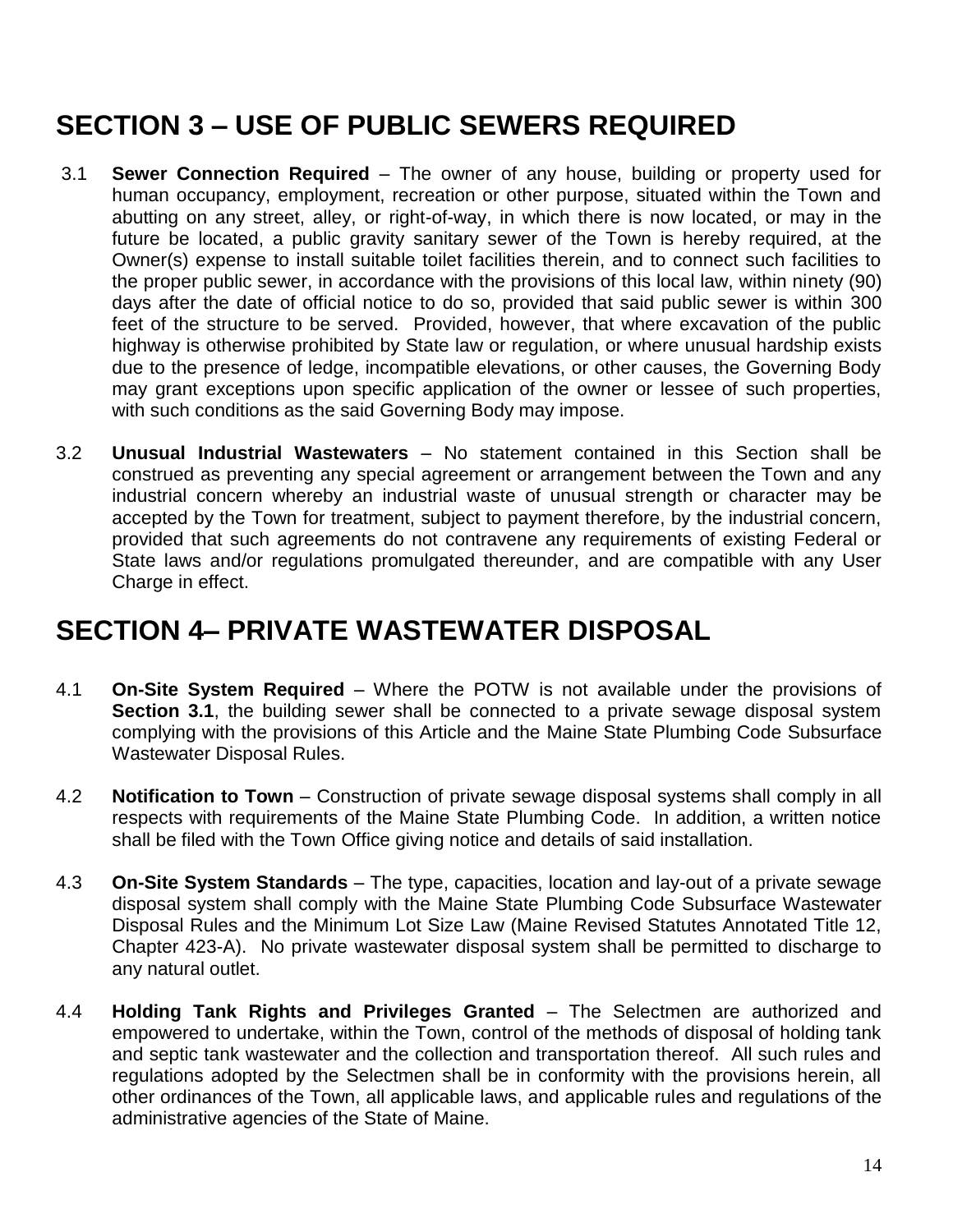# SECTION 3 – USE OF PUBLIC SEWERS REQUIRED

3.1 **Sewer Connection Required** – The owner of any house, building or property used for human occupancy, employment, recreation or other purpose, situated within the Town and abutting on any street, alley, or right-of-way, in which there is now located, or may in the future be located, a public gravity sanitary sewer of the Town is hereby required, at the Owner(s) expense to install suitable toilet facilities therein, and to connect such facilities to the proper public sewer, in accordance with the provisions of this local law, within ninety (90) days after the date of official notice to do so, provided that said public sewer is within 300 feet of the structure to be served. Provided, however, that where excavation of the public highway is otherwise prohibited by State law or regulation, or where unusual hardship exists due to the presence of ledge, incompatible elevations, or other causes, the Governing Body may grant exceptions upon specific application of the owner or lessee of such properties, with such conditions as the said Governing Body may impose.

3.2 **Unusual Industrial Wastewaters** – No statement contained in this Section shall be construed as preventing any special agreement or arrangement between the Town and any industrial concern whereby an industrial waste of unusual strength or character may be accepted by the Town for treatment, subject to payment therefore, by the industrial concern, provided that such agreements do not contravene any requirements of existing Federal or State laws and/or regulations promulgated thereunder, and are compatible with any User Charge in effect.

# SECTION 4– PRIVATE WASTEWATER DISPOSAL

4.1 **On-Site System Required** – Where the POTW is not available under the provisions of **Section 3.1**, the building sewer shall be connected to a private sewage disposal system complying with the provisions of this Article and the Maine State Plumbing Code Subsurface Wastewater Disposal Rules.

4.2 **Notification to Town** – Construction of private sewage disposal systems shall comply in all respects with requirements of the Maine State Plumbing Code. In addition, a written notice shall be filed with the Town Office giving notice and details of said installation.

4.3 **On-Site System Standards** – The type, capacities, location and lay-out of a private sewage disposal system shall comply with the Maine State Plumbing Code Subsurface Wastewater Disposal Rules and the Minimum Lot Size Law (Maine Revised Statutes Annotated Title 12, Chapter 423-A). No private wastewater disposal system shall be permitted to discharge to any natural outlet.

4.4 **Holding Tank Rights and Privileges Granted** – The Selectmen are authorized and empowered to undertake, within the Town, control of the methods of disposal of holding tank and septic tank wastewater and the collection and transportation thereof. All such rules and regulations adopted by the Selectmen shall be in conformity with the provisions herein, all other ordinances of the Town, all applicable laws, and applicable rules and regulations of the administrative agencies of the State of Maine.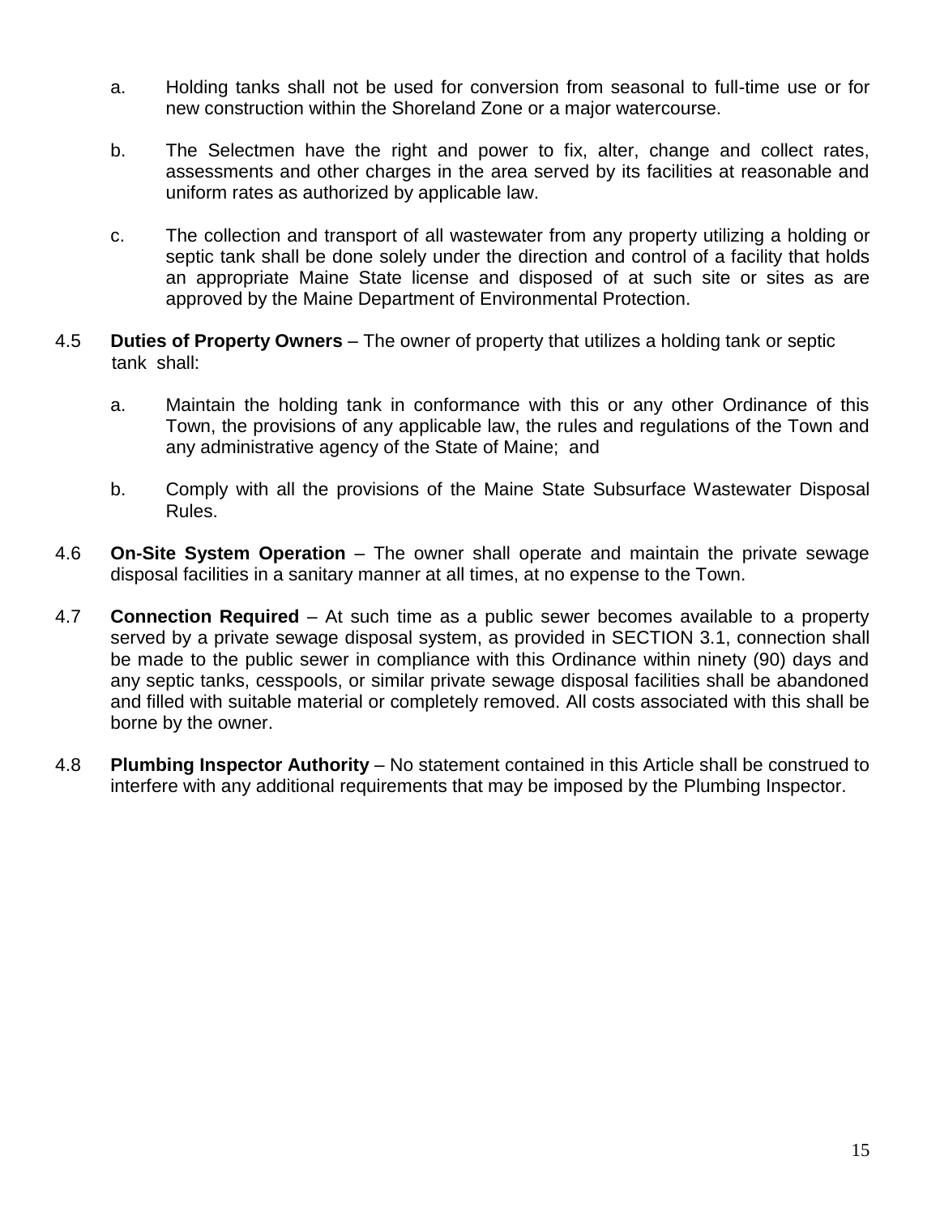a. Holding tanks shall not be used for conversion from seasonal to full-time use or for new construction within the Shoreland Zone or a major watercourse.

b. The Selectmen have the right and power to fix, alter, change and collect rates, assessments and other charges in the area served by its facilities at reasonable and uniform rates as authorized by applicable law.

c. The collection and transport of all wastewater from any property utilizing a holding or septic tank shall be done solely under the direction and control of a facility that holds an appropriate Maine State license and disposed of at such site or sites as are approved by the Maine Department of Environmental Protection.

4.5 **Duties of Property Owners** – The owner of property that utilizes a holding tank or septic tank shall:

a. Maintain the holding tank in conformance with this or any other Ordinance of this Town, the provisions of any applicable law, the rules and regulations of the Town and any administrative agency of the State of Maine; and

b. Comply with all the provisions of the Maine State Subsurface Wastewater Disposal Rules.

4.6 **On-Site System Operation** – The owner shall operate and maintain the private sewage disposal facilities in a sanitary manner at all times, at no expense to the Town.

4.7 **Connection Required** – At such time as a public sewer becomes available to a property served by a private sewage disposal system, as provided in SECTION 3.1, connection shall be made to the public sewer in compliance with this Ordinance within ninety (90) days and any septic tanks, cesspools, or similar private sewage disposal facilities shall be abandoned and filled with suitable material or completely removed. All costs associated with this shall be borne by the owner.

4.8 **Plumbing Inspector Authority** – No statement contained in this Article shall be construed to interfere with any additional requirements that may be imposed by the Plumbing Inspector.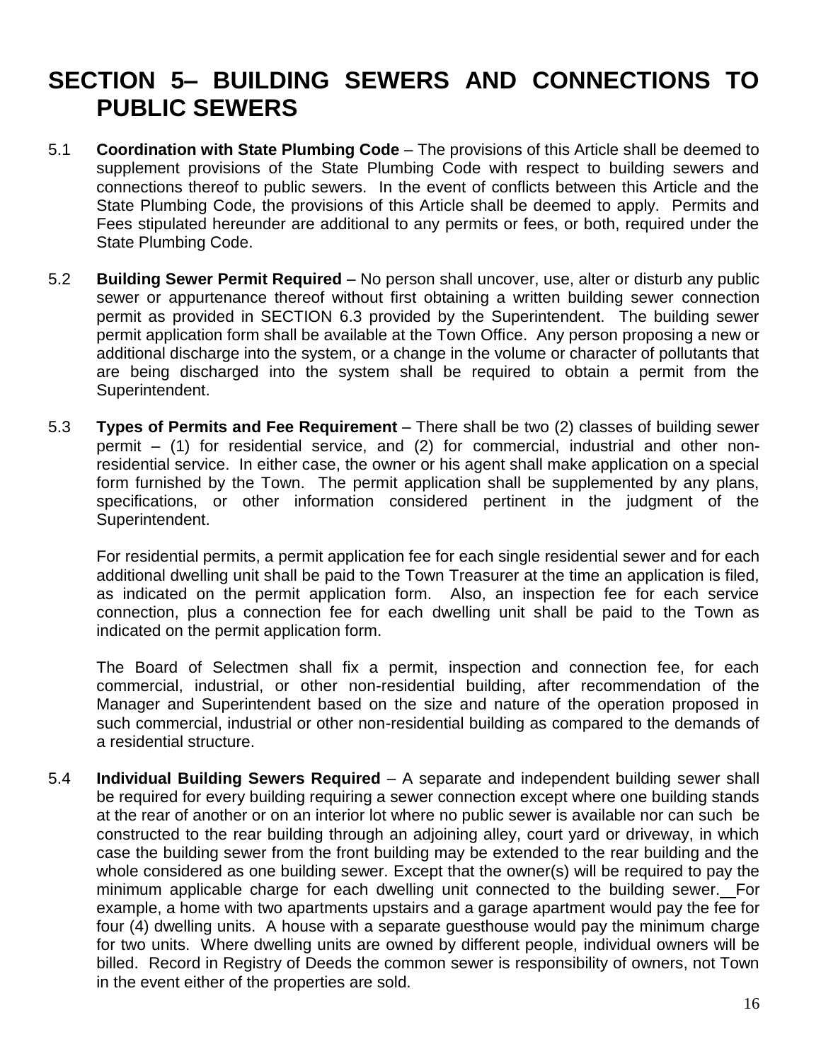# SECTION 5– BUILDING SEWERS AND CONNECTIONS TO PUBLIC SEWERS

5.1 **Coordination with State Plumbing Code** – The provisions of this Article shall be deemed to supplement provisions of the State Plumbing Code with respect to building sewers and connections thereof to public sewers. In the event of conflicts between this Article and the State Plumbing Code, the provisions of this Article shall be deemed to apply. Permits and Fees stipulated hereunder are additional to any permits or fees, or both, required under the State Plumbing Code.

5.2 **Building Sewer Permit Required** – No person shall uncover, use, alter or disturb any public sewer or appurtenance thereof without first obtaining a written building sewer connection permit as provided in SECTION 6.3 provided by the Superintendent. The building sewer permit application form shall be available at the Town Office. Any person proposing a new or additional discharge into the system, or a change in the volume or character of pollutants that are being discharged into the system shall be required to obtain a permit from the Superintendent.

5.3 **Types of Permits and Fee Requirement** – There shall be two (2) classes of building sewer permit – (1) for residential service, and (2) for commercial, industrial and other non-residential service. In either case, the owner or his agent shall make application on a special form furnished by the Town. The permit application shall be supplemented by any plans, specifications, or other information considered pertinent in the judgment of the Superintendent.

For residential permits, a permit application fee for each single residential sewer and for each additional dwelling unit shall be paid to the Town Treasurer at the time an application is filed, as indicated on the permit application form. Also, an inspection fee for each service connection, plus a connection fee for each dwelling unit shall be paid to the Town as indicated on the permit application form.

The Board of Selectmen shall fix a permit, inspection and connection fee, for each commercial, industrial, or other non-residential building, after recommendation of the Manager and Superintendent based on the size and nature of the operation proposed in such commercial, industrial or other non-residential building as compared to the demands of a residential structure.

5.4 **Individual Building Sewers Required** – A separate and independent building sewer shall be required for every building requiring a sewer connection except where one building stands at the rear of another or on an interior lot where no public sewer is available nor can such be constructed to the rear building through an adjoining alley, court yard or driveway, in which case the building sewer from the front building may be extended to the rear building and the whole considered as one building sewer. Except that the owner(s) will be required to pay the minimum applicable charge for each dwelling unit connected to the building sewer. For example, a home with two apartments upstairs and a garage apartment would pay the fee for four (4) dwelling units. A house with a separate guesthouse would pay the minimum charge for two units. Where dwelling units are owned by different people, individual owners will be billed. Record in Registry of Deeds the common sewer is responsibility of owners, not Town in the event either of the properties are sold.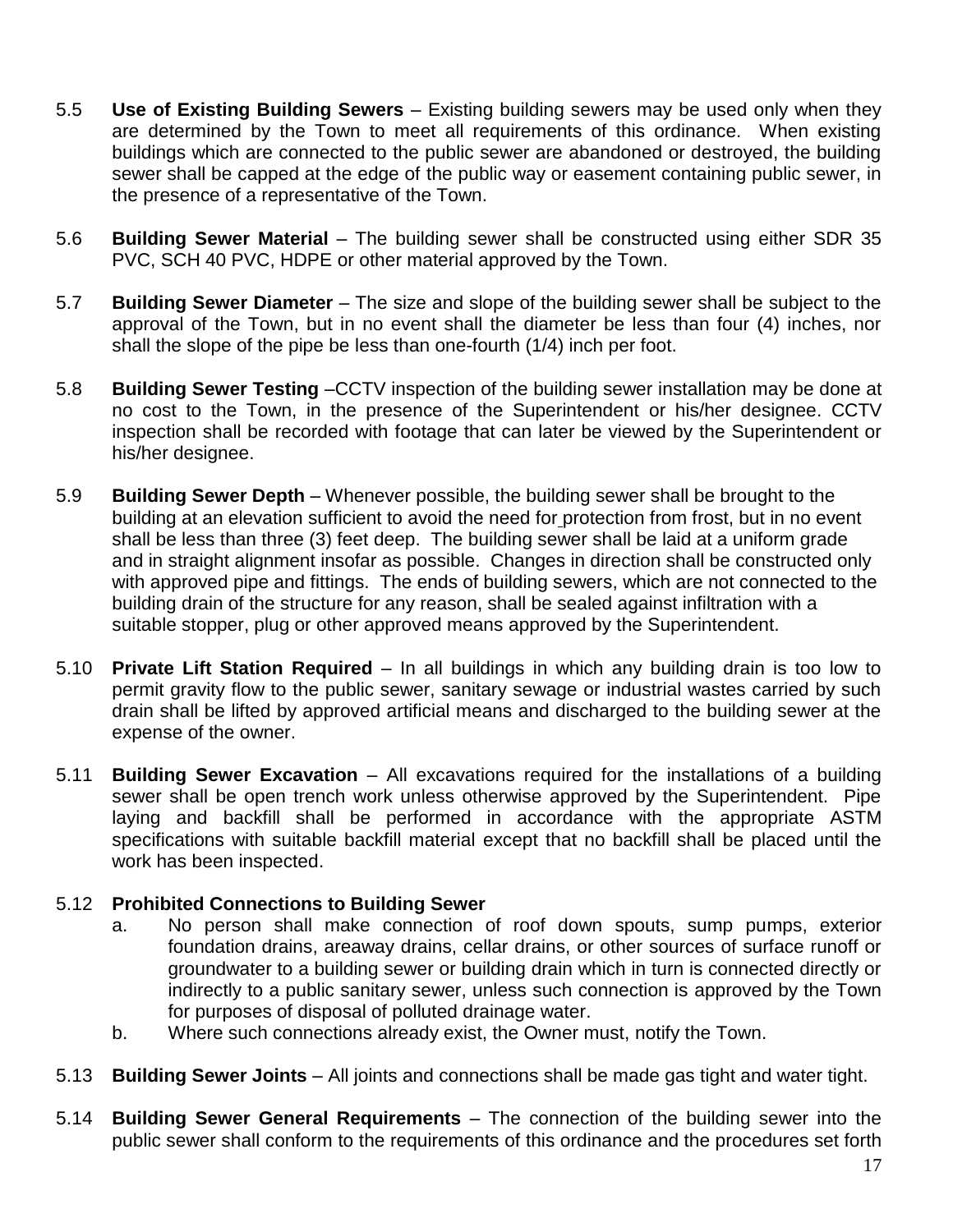5.5 **Use of Existing Building Sewers** – Existing building sewers may be used only when they are determined by the Town to meet all requirements of this ordinance. When existing buildings which are connected to the public sewer are abandoned or destroyed, the building sewer shall be capped at the edge of the public way or easement containing public sewer, in the presence of a representative of the Town.

5.6 **Building Sewer Material** – The building sewer shall be constructed using either SDR 35 PVC, SCH 40 PVC, HDPE or other material approved by the Town.

5.7 **Building Sewer Diameter** – The size and slope of the building sewer shall be subject to the approval of the Town, but in no event shall the diameter be less than four (4) inches, nor shall the slope of the pipe be less than one-fourth (1/4) inch per foot.

5.8 **Building Sewer Testing** –CCTV inspection of the building sewer installation may be done at no cost to the Town, in the presence of the Superintendent or his/her designee. CCTV inspection shall be recorded with footage that can later be viewed by the Superintendent or his/her designee.

5.9 **Building Sewer Depth** – Whenever possible, the building sewer shall be brought to the building at an elevation sufficient to avoid the need for protection from frost, but in no event shall be less than three (3) feet deep. The building sewer shall be laid at a uniform grade and in straight alignment insofar as possible. Changes in direction shall be constructed only with approved pipe and fittings. The ends of building sewers, which are not connected to the building drain of the structure for any reason, shall be sealed against infiltration with a suitable stopper, plug or other approved means approved by the Superintendent.

5.10 **Private Lift Station Required** – In all buildings in which any building drain is too low to permit gravity flow to the public sewer, sanitary sewage or industrial wastes carried by such drain shall be lifted by approved artificial means and discharged to the building sewer at the expense of the owner.

5.11 **Building Sewer Excavation** – All excavations required for the installations of a building sewer shall be open trench work unless otherwise approved by the Superintendent. Pipe laying and backfill shall be performed in accordance with the appropriate ASTM specifications with suitable backfill material except that no backfill shall be placed until the work has been inspected.

5.12 **Prohibited Connections to Building Sewer**

a. No person shall make connection of roof down spouts, sump pumps, exterior foundation drains, areaway drains, cellar drains, or other sources of surface runoff or groundwater to a building sewer or building drain which in turn is connected directly or indirectly to a public sanitary sewer, unless such connection is approved by the Town for purposes of disposal of polluted drainage water.

b. Where such connections already exist, the Owner must, notify the Town.

5.13 **Building Sewer Joints** – All joints and connections shall be made gas tight and water tight.

5.14 **Building Sewer General Requirements** – The connection of the building sewer into the public sewer shall conform to the requirements of this ordinance and the procedures set forth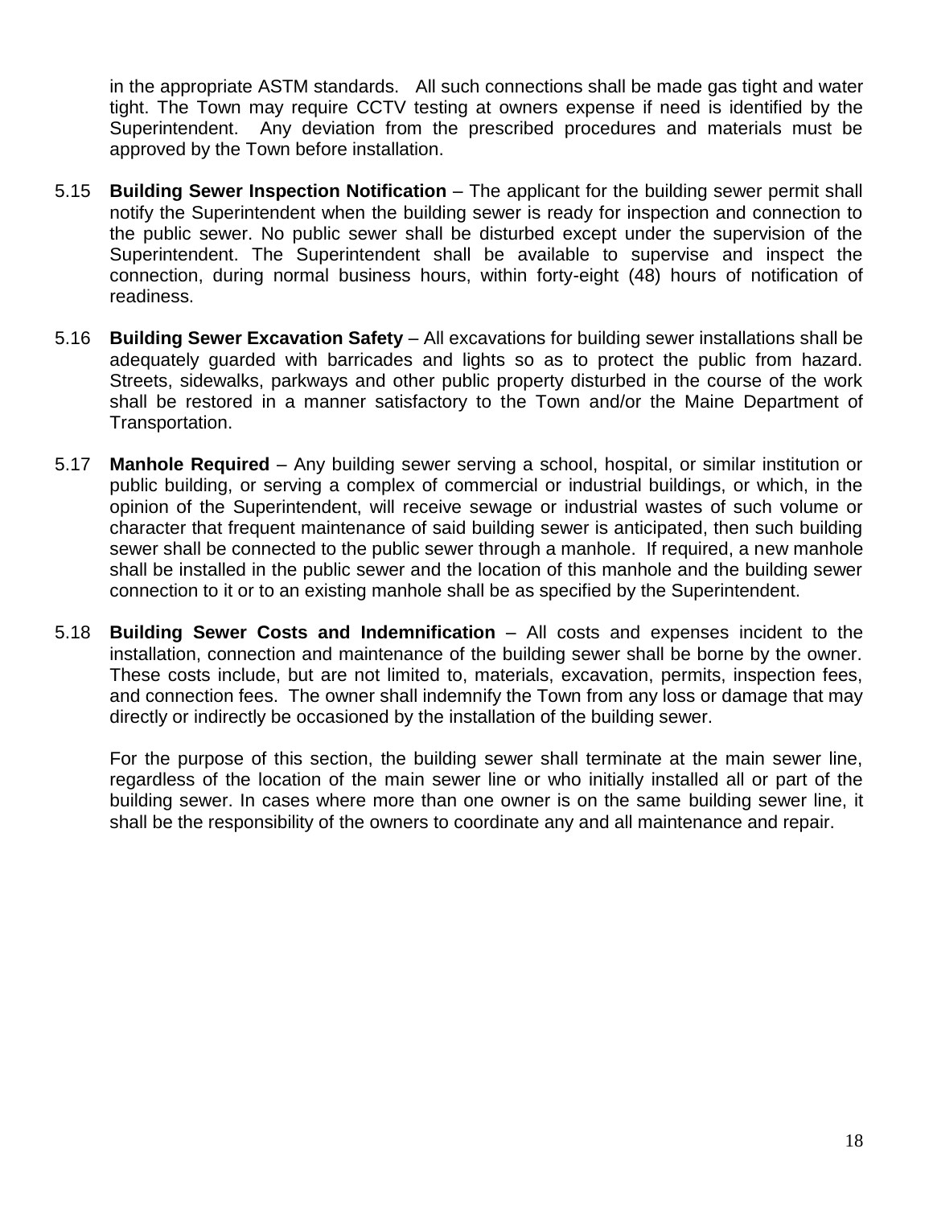in the appropriate ASTM standards. All such connections shall be made gas tight and water tight. The Town may require CCTV testing at owners expense if need is identified by the Superintendent. Any deviation from the prescribed procedures and materials must be approved by the Town before installation.

5.15 **Building Sewer Inspection Notification** – The applicant for the building sewer permit shall notify the Superintendent when the building sewer is ready for inspection and connection to the public sewer. No public sewer shall be disturbed except under the supervision of the Superintendent. The Superintendent shall be available to supervise and inspect the connection, during normal business hours, within forty-eight (48) hours of notification of readiness.

5.16 **Building Sewer Excavation Safety** – All excavations for building sewer installations shall be adequately guarded with barricades and lights so as to protect the public from hazard. Streets, sidewalks, parkways and other public property disturbed in the course of the work shall be restored in a manner satisfactory to the Town and/or the Maine Department of Transportation.

5.17 **Manhole Required** – Any building sewer serving a school, hospital, or similar institution or public building, or serving a complex of commercial or industrial buildings, or which, in the opinion of the Superintendent, will receive sewage or industrial wastes of such volume or character that frequent maintenance of said building sewer is anticipated, then such building sewer shall be connected to the public sewer through a manhole. If required, a new manhole shall be installed in the public sewer and the location of this manhole and the building sewer connection to it or to an existing manhole shall be as specified by the Superintendent.

5.18 **Building Sewer Costs and Indemnification** – All costs and expenses incident to the installation, connection and maintenance of the building sewer shall be borne by the owner. These costs include, but are not limited to, materials, excavation, permits, inspection fees, and connection fees. The owner shall indemnify the Town from any loss or damage that may directly or indirectly be occasioned by the installation of the building sewer.

For the purpose of this section, the building sewer shall terminate at the main sewer line, regardless of the location of the main sewer line or who initially installed all or part of the building sewer. In cases where more than one owner is on the same building sewer line, it shall be the responsibility of the owners to coordinate any and all maintenance and repair.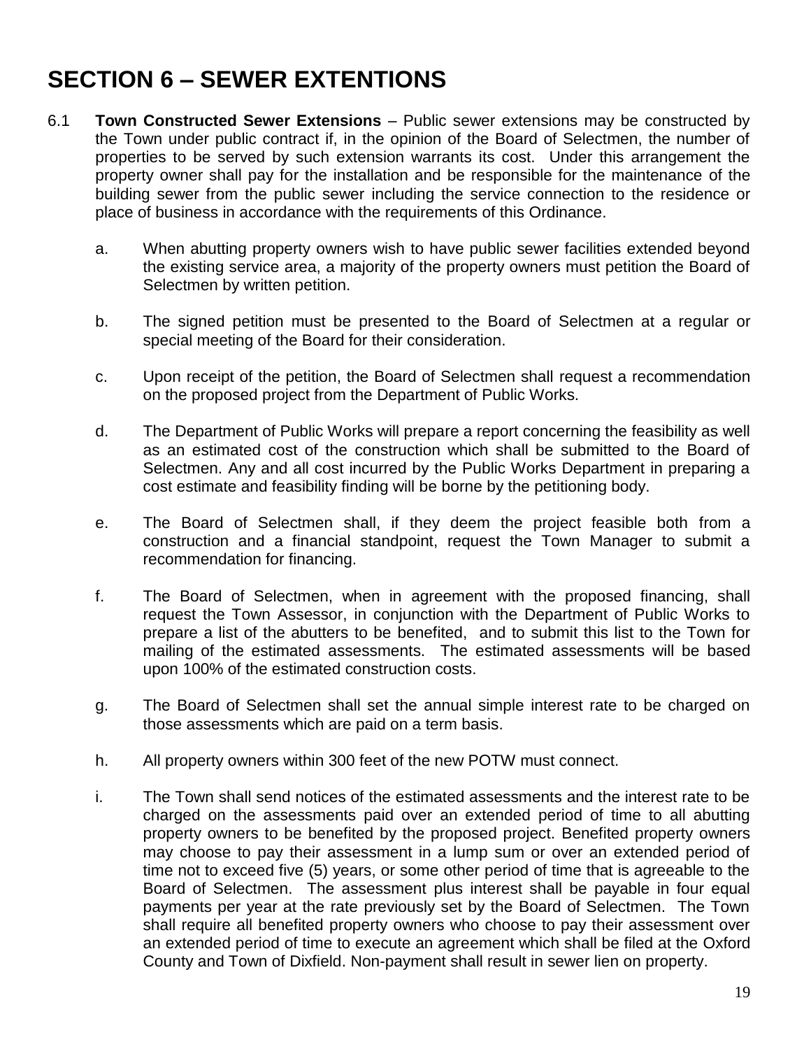# SECTION 6 – SEWER EXTENTIONS

6.1 **Town Constructed Sewer Extensions** – Public sewer extensions may be constructed by the Town under public contract if, in the opinion of the Board of Selectmen, the number of properties to be served by such extension warrants its cost. Under this arrangement the property owner shall pay for the installation and be responsible for the maintenance of the building sewer from the public sewer including the service connection to the residence or place of business in accordance with the requirements of this Ordinance.

a. When abutting property owners wish to have public sewer facilities extended beyond the existing service area, a majority of the property owners must petition the Board of Selectmen by written petition.

b. The signed petition must be presented to the Board of Selectmen at a regular or special meeting of the Board for their consideration.

c. Upon receipt of the petition, the Board of Selectmen shall request a recommendation on the proposed project from the Department of Public Works.

d. The Department of Public Works will prepare a report concerning the feasibility as well as an estimated cost of the construction which shall be submitted to the Board of Selectmen. Any and all cost incurred by the Public Works Department in preparing a cost estimate and feasibility finding will be borne by the petitioning body.

e. The Board of Selectmen shall, if they deem the project feasible both from a construction and a financial standpoint, request the Town Manager to submit a recommendation for financing.

f. The Board of Selectmen, when in agreement with the proposed financing, shall request the Town Assessor, in conjunction with the Department of Public Works to prepare a list of the abutters to be benefited, and to submit this list to the Town for mailing of the estimated assessments. The estimated assessments will be based upon 100% of the estimated construction costs.

g. The Board of Selectmen shall set the annual simple interest rate to be charged on those assessments which are paid on a term basis.

h. All property owners within 300 feet of the new POTW must connect.

i. The Town shall send notices of the estimated assessments and the interest rate to be charged on the assessments paid over an extended period of time to all abutting property owners to be benefited by the proposed project. Benefited property owners may choose to pay their assessment in a lump sum or over an extended period of time not to exceed five (5) years, or some other period of time that is agreeable to the Board of Selectmen. The assessment plus interest shall be payable in four equal payments per year at the rate previously set by the Board of Selectmen. The Town shall require all benefited property owners who choose to pay their assessment over an extended period of time to execute an agreement which shall be filed at the Oxford County and Town of Dixfield. Non-payment shall result in sewer lien on property.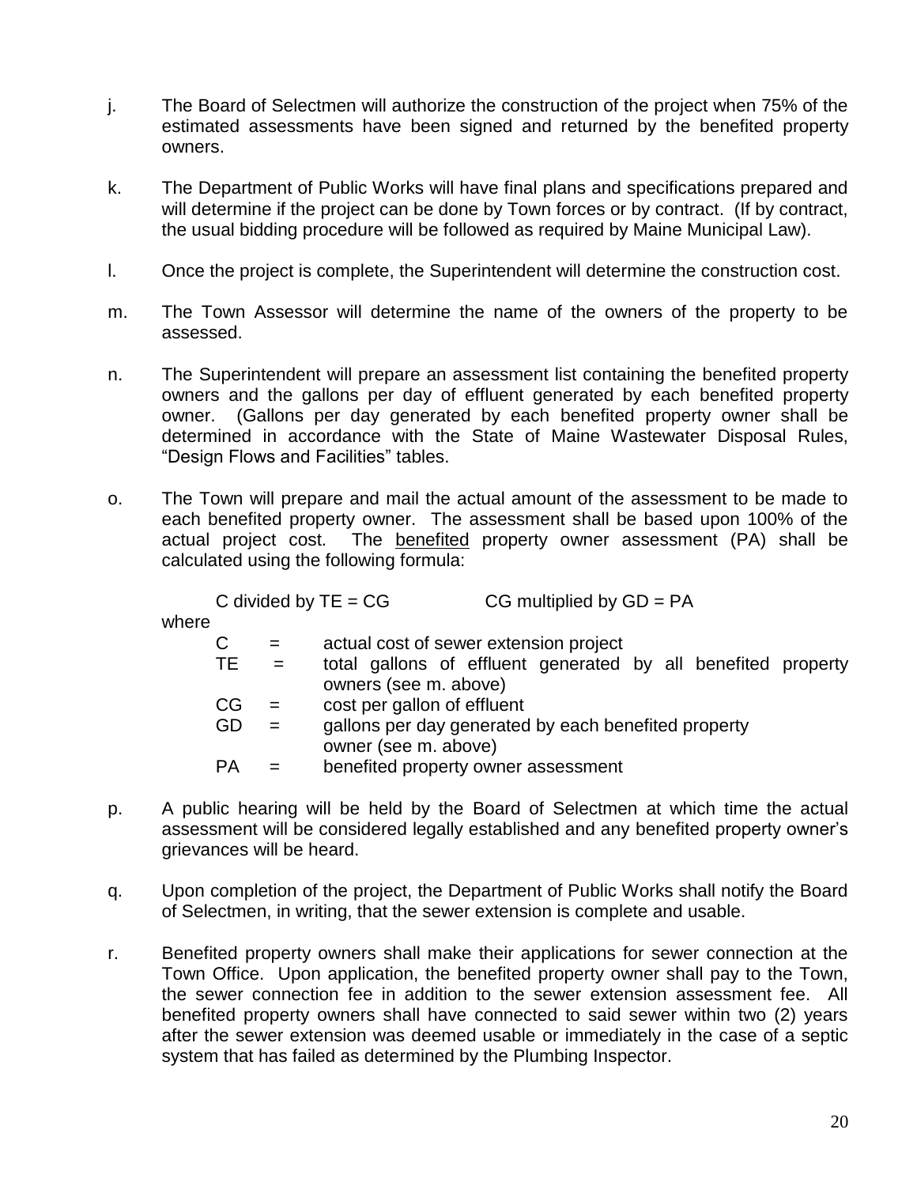j. The Board of Selectmen will authorize the construction of the project when 75% of the estimated assessments have been signed and returned by the benefited property owners.

k. The Department of Public Works will have final plans and specifications prepared and will determine if the project can be done by Town forces or by contract. (If by contract, the usual bidding procedure will be followed as required by Maine Municipal Law).

l. Once the project is complete, the Superintendent will determine the construction cost.

m. The Town Assessor will determine the name of the owners of the property to be assessed.

n. The Superintendent will prepare an assessment list containing the benefited property owners and the gallons per day of effluent generated by each benefited property owner. (Gallons per day generated by each benefited property owner shall be determined in accordance with the State of Maine Wastewater Disposal Rules, "Design Flows and Facilities" tables.

o. The Town will prepare and mail the actual amount of the assessment to be made to each benefited property owner. The assessment shall be based upon 100% of the actual project cost. The <u>benefited</u> property owner assessment (PA) shall be calculated using the following formula:

   C divided by TE = CG          CG multiplied by GD = PA

   where

   - C = actual cost of sewer extension project
   - TE = total gallons of effluent generated by all benefited property owners (see m. above)
   - CG = cost per gallon of effluent
   - GD = gallons per day generated by each benefited property owner (see m. above)
   - PA = benefited property owner assessment

p. A public hearing will be held by the Board of Selectmen at which time the actual assessment will be considered legally established and any benefited property owner's grievances will be heard.

q. Upon completion of the project, the Department of Public Works shall notify the Board of Selectmen, in writing, that the sewer extension is complete and usable.

r. Benefited property owners shall make their applications for sewer connection at the Town Office. Upon application, the benefited property owner shall pay to the Town, the sewer connection fee in addition to the sewer extension assessment fee. All benefited property owners shall have connected to said sewer within two (2) years after the sewer extension was deemed usable or immediately in the case of a septic system that has failed as determined by the Plumbing Inspector.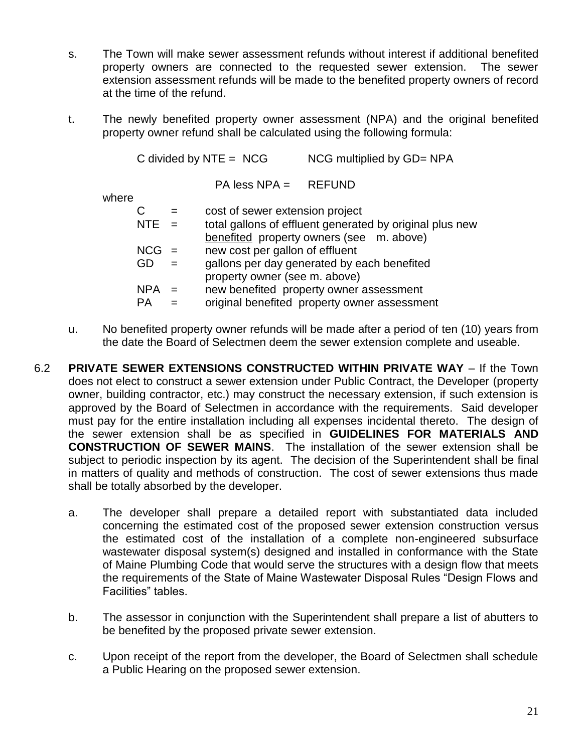s. The Town will make sewer assessment refunds without interest if additional benefited property owners are connected to the requested sewer extension. The sewer extension assessment refunds will be made to the benefited property owners of record at the time of the refund.

t. The newly benefited property owner assessment (NPA) and the original benefited property owner refund shall be calculated using the following formula:

C divided by NTE = NCG     NCG multiplied by GD= NPA

PA less NPA = REFUND

where

| | | |
|---|---|---|
| C | = | cost of sewer extension project |
| NTE | = | total gallons of effluent generated by original plus new benefited property owners (see m. above) |
| NCG | = | new cost per gallon of effluent |
| GD | = | gallons per day generated by each benefited property owner (see m. above) |
| NPA | = | new benefited property owner assessment |
| PA | = | original benefited property owner assessment |

u. No benefited property owner refunds will be made after a period of ten (10) years from the date the Board of Selectmen deem the sewer extension complete and useable.

6.2 **PRIVATE SEWER EXTENSIONS CONSTRUCTED WITHIN PRIVATE WAY** – If the Town does not elect to construct a sewer extension under Public Contract, the Developer (property owner, building contractor, etc.) may construct the necessary extension, if such extension is approved by the Board of Selectmen in accordance with the requirements. Said developer must pay for the entire installation including all expenses incidental thereto. The design of the sewer extension shall be as specified in **GUIDELINES FOR MATERIALS AND CONSTRUCTION OF SEWER MAINS**. The installation of the sewer extension shall be subject to periodic inspection by its agent. The decision of the Superintendent shall be final in matters of quality and methods of construction. The cost of sewer extensions thus made shall be totally absorbed by the developer.

a. The developer shall prepare a detailed report with substantiated data included concerning the estimated cost of the proposed sewer extension construction versus the estimated cost of the installation of a complete non-engineered subsurface wastewater disposal system(s) designed and installed in conformance with the State of Maine Plumbing Code that would serve the structures with a design flow that meets the requirements of the State of Maine Wastewater Disposal Rules "Design Flows and Facilities" tables.

b. The assessor in conjunction with the Superintendent shall prepare a list of abutters to be benefited by the proposed private sewer extension.

c. Upon receipt of the report from the developer, the Board of Selectmen shall schedule a Public Hearing on the proposed sewer extension.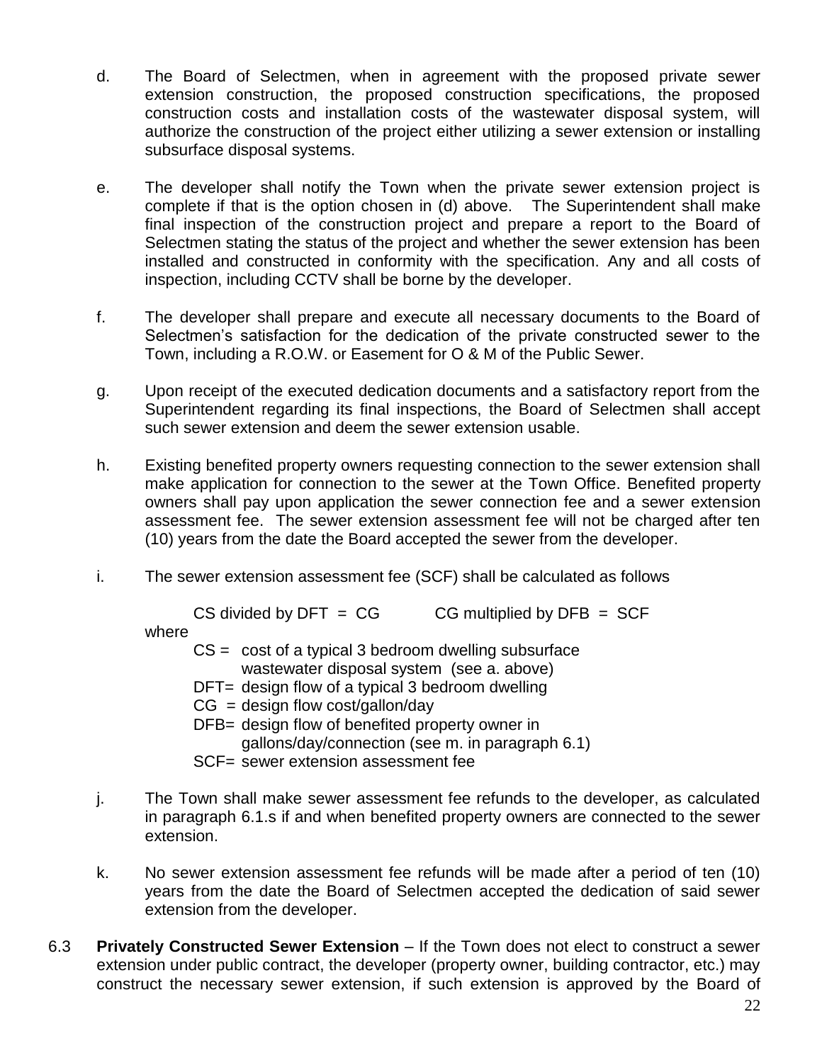d. The Board of Selectmen, when in agreement with the proposed private sewer extension construction, the proposed construction specifications, the proposed construction costs and installation costs of the wastewater disposal system, will authorize the construction of the project either utilizing a sewer extension or installing subsurface disposal systems.

e. The developer shall notify the Town when the private sewer extension project is complete if that is the option chosen in (d) above. The Superintendent shall make final inspection of the construction project and prepare a report to the Board of Selectmen stating the status of the project and whether the sewer extension has been installed and constructed in conformity with the specification. Any and all costs of inspection, including CCTV shall be borne by the developer.

f. The developer shall prepare and execute all necessary documents to the Board of Selectmen's satisfaction for the dedication of the private constructed sewer to the Town, including a R.O.W. or Easement for O & M of the Public Sewer.

g. Upon receipt of the executed dedication documents and a satisfactory report from the Superintendent regarding its final inspections, the Board of Selectmen shall accept such sewer extension and deem the sewer extension usable.

h. Existing benefited property owners requesting connection to the sewer extension shall make application for connection to the sewer at the Town Office. Benefited property owners shall pay upon application the sewer connection fee and a sewer extension assessment fee. The sewer extension assessment fee will not be charged after ten (10) years from the date the Board accepted the sewer from the developer.

i. The sewer extension assessment fee (SCF) shall be calculated as follows

CS divided by DFT = CG    CG multiplied by DFB = SCF

where

- CS = cost of a typical 3 bedroom dwelling subsurface wastewater disposal system (see a. above)
- DFT= design flow of a typical 3 bedroom dwelling
- CG = design flow cost/gallon/day
- DFB= design flow of benefited property owner in gallons/day/connection (see m. in paragraph 6.1)
- SCF= sewer extension assessment fee

j. The Town shall make sewer assessment fee refunds to the developer, as calculated in paragraph 6.1.s if and when benefited property owners are connected to the sewer extension.

k. No sewer extension assessment fee refunds will be made after a period of ten (10) years from the date the Board of Selectmen accepted the dedication of said sewer extension from the developer.

6.3 **Privately Constructed Sewer Extension** – If the Town does not elect to construct a sewer extension under public contract, the developer (property owner, building contractor, etc.) may construct the necessary sewer extension, if such extension is approved by the Board of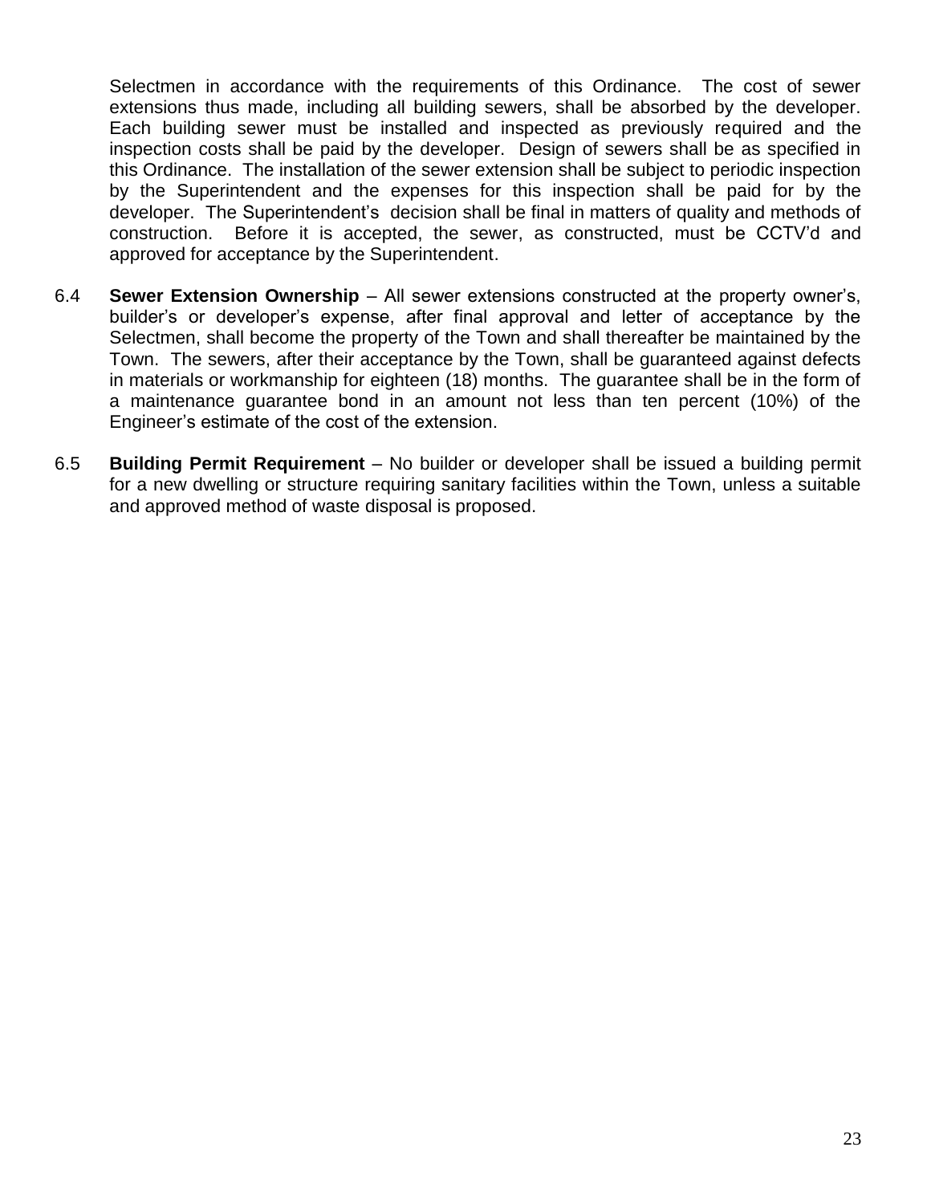Selectmen in accordance with the requirements of this Ordinance. The cost of sewer extensions thus made, including all building sewers, shall be absorbed by the developer. Each building sewer must be installed and inspected as previously required and the inspection costs shall be paid by the developer. Design of sewers shall be as specified in this Ordinance. The installation of the sewer extension shall be subject to periodic inspection by the Superintendent and the expenses for this inspection shall be paid for by the developer. The Superintendent's decision shall be final in matters of quality and methods of construction. Before it is accepted, the sewer, as constructed, must be CCTV'd and approved for acceptance by the Superintendent.

6.4 **Sewer Extension Ownership** – All sewer extensions constructed at the property owner's, builder's or developer's expense, after final approval and letter of acceptance by the Selectmen, shall become the property of the Town and shall thereafter be maintained by the Town. The sewers, after their acceptance by the Town, shall be guaranteed against defects in materials or workmanship for eighteen (18) months. The guarantee shall be in the form of a maintenance guarantee bond in an amount not less than ten percent (10%) of the Engineer's estimate of the cost of the extension.

6.5 **Building Permit Requirement** – No builder or developer shall be issued a building permit for a new dwelling or structure requiring sanitary facilities within the Town, unless a suitable and approved method of waste disposal is proposed.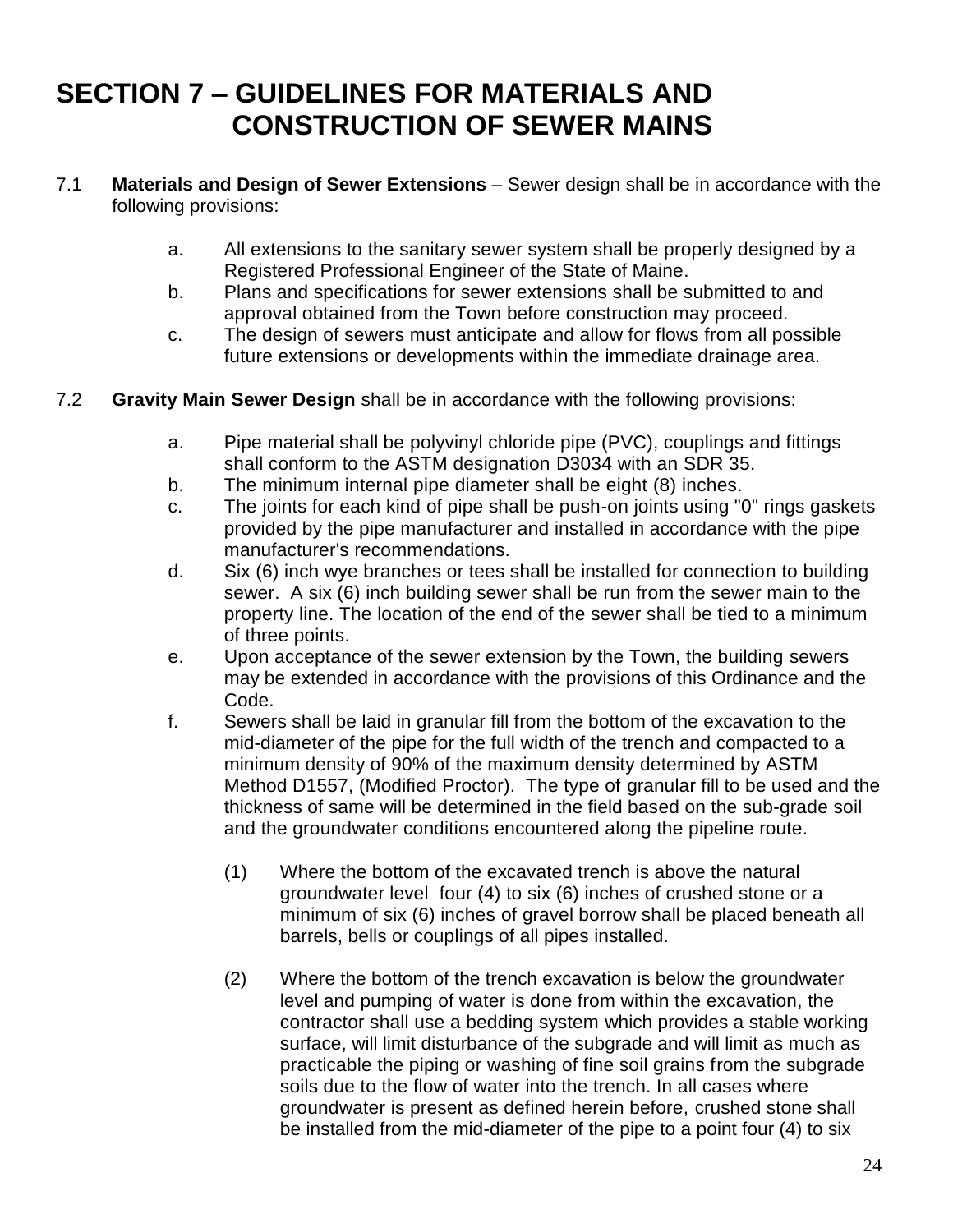# SECTION 7 – GUIDELINES FOR MATERIALS AND CONSTRUCTION OF SEWER MAINS

7.1 **Materials and Design of Sewer Extensions** – Sewer design shall be in accordance with the following provisions:

- a. All extensions to the sanitary sewer system shall be properly designed by a Registered Professional Engineer of the State of Maine.
- b. Plans and specifications for sewer extensions shall be submitted to and approval obtained from the Town before construction may proceed.
- c. The design of sewers must anticipate and allow for flows from all possible future extensions or developments within the immediate drainage area.

7.2 **Gravity Main Sewer Design** shall be in accordance with the following provisions:

- a. Pipe material shall be polyvinyl chloride pipe (PVC), couplings and fittings shall conform to the ASTM designation D3034 with an SDR 35.
- b. The minimum internal pipe diameter shall be eight (8) inches.
- c. The joints for each kind of pipe shall be push-on joints using "0" rings gaskets provided by the pipe manufacturer and installed in accordance with the pipe manufacturer's recommendations.
- d. Six (6) inch wye branches or tees shall be installed for connection to building sewer. A six (6) inch building sewer shall be run from the sewer main to the property line. The location of the end of the sewer shall be tied to a minimum of three points.
- e. Upon acceptance of the sewer extension by the Town, the building sewers may be extended in accordance with the provisions of this Ordinance and the Code.
- f. Sewers shall be laid in granular fill from the bottom of the excavation to the mid-diameter of the pipe for the full width of the trench and compacted to a minimum density of 90% of the maximum density determined by ASTM Method D1557, (Modified Proctor). The type of granular fill to be used and the thickness of same will be determined in the field based on the sub-grade soil and the groundwater conditions encountered along the pipeline route.

  (1) Where the bottom of the excavated trench is above the natural groundwater level four (4) to six (6) inches of crushed stone or a minimum of six (6) inches of gravel borrow shall be placed beneath all barrels, bells or couplings of all pipes installed.

  (2) Where the bottom of the trench excavation is below the groundwater level and pumping of water is done from within the excavation, the contractor shall use a bedding system which provides a stable working surface, will limit disturbance of the subgrade and will limit as much as practicable the piping or washing of fine soil grains from the subgrade soils due to the flow of water into the trench. In all cases where groundwater is present as defined herein before, crushed stone shall be installed from the mid-diameter of the pipe to a point four (4) to six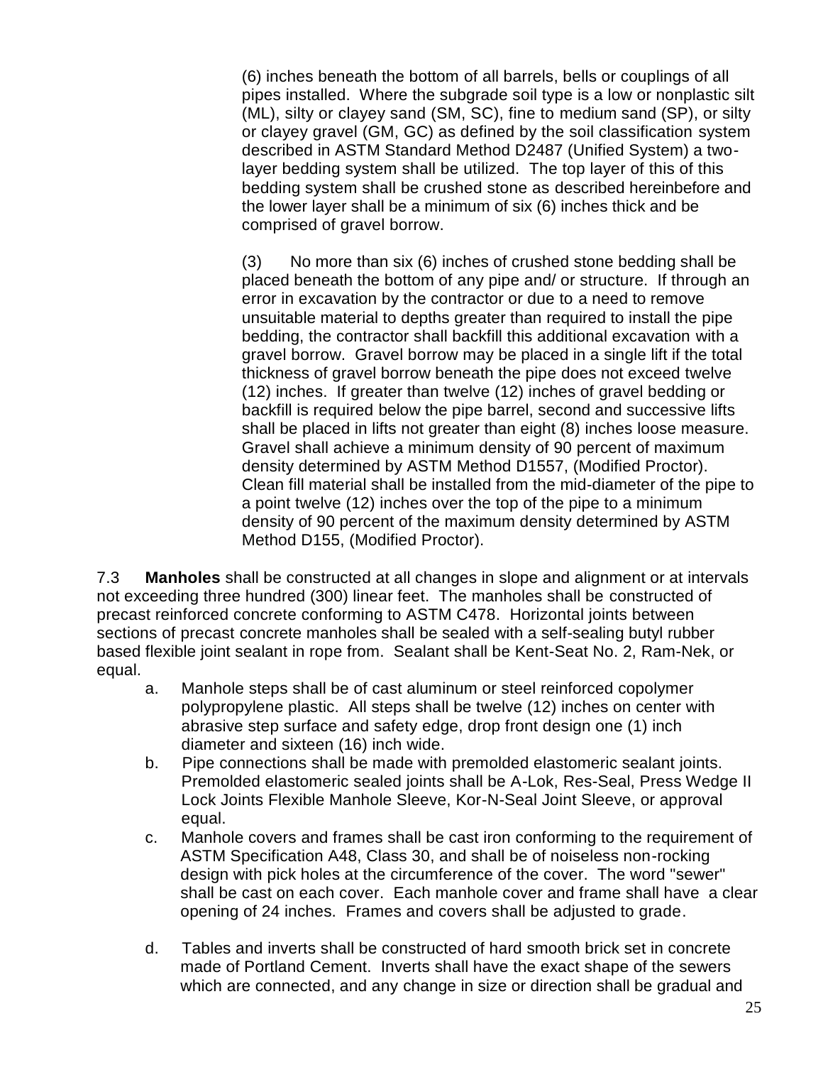(6) inches beneath the bottom of all barrels, bells or couplings of all pipes installed. Where the subgrade soil type is a low or nonplastic silt (ML), silty or clayey sand (SM, SC), fine to medium sand (SP), or silty or clayey gravel (GM, GC) as defined by the soil classification system described in ASTM Standard Method D2487 (Unified System) a two-layer bedding system shall be utilized. The top layer of this of this bedding system shall be crushed stone as described hereinbefore and the lower layer shall be a minimum of six (6) inches thick and be comprised of gravel borrow.

(3) No more than six (6) inches of crushed stone bedding shall be placed beneath the bottom of any pipe and/ or structure. If through an error in excavation by the contractor or due to a need to remove unsuitable material to depths greater than required to install the pipe bedding, the contractor shall backfill this additional excavation with a gravel borrow. Gravel borrow may be placed in a single lift if the total thickness of gravel borrow beneath the pipe does not exceed twelve (12) inches. If greater than twelve (12) inches of gravel bedding or backfill is required below the pipe barrel, second and successive lifts shall be placed in lifts not greater than eight (8) inches loose measure. Gravel shall achieve a minimum density of 90 percent of maximum density determined by ASTM Method D1557, (Modified Proctor). Clean fill material shall be installed from the mid-diameter of the pipe to a point twelve (12) inches over the top of the pipe to a minimum density of 90 percent of the maximum density determined by ASTM Method D155, (Modified Proctor).

7.3 **Manholes** shall be constructed at all changes in slope and alignment or at intervals not exceeding three hundred (300) linear feet. The manholes shall be constructed of precast reinforced concrete conforming to ASTM C478. Horizontal joints between sections of precast concrete manholes shall be sealed with a self-sealing butyl rubber based flexible joint sealant in rope from. Sealant shall be Kent-Seat No. 2, Ram-Nek, or equal.

a. Manhole steps shall be of cast aluminum or steel reinforced copolymer polypropylene plastic. All steps shall be twelve (12) inches on center with abrasive step surface and safety edge, drop front design one (1) inch diameter and sixteen (16) inch wide.

b. Pipe connections shall be made with premolded elastomeric sealant joints. Premolded elastomeric sealed joints shall be A-Lok, Res-Seal, Press Wedge II Lock Joints Flexible Manhole Sleeve, Kor-N-Seal Joint Sleeve, or approval equal.

c. Manhole covers and frames shall be cast iron conforming to the requirement of ASTM Specification A48, Class 30, and shall be of noiseless non-rocking design with pick holes at the circumference of the cover. The word "sewer" shall be cast on each cover. Each manhole cover and frame shall have a clear opening of 24 inches. Frames and covers shall be adjusted to grade.

d. Tables and inverts shall be constructed of hard smooth brick set in concrete made of Portland Cement. Inverts shall have the exact shape of the sewers which are connected, and any change in size or direction shall be gradual and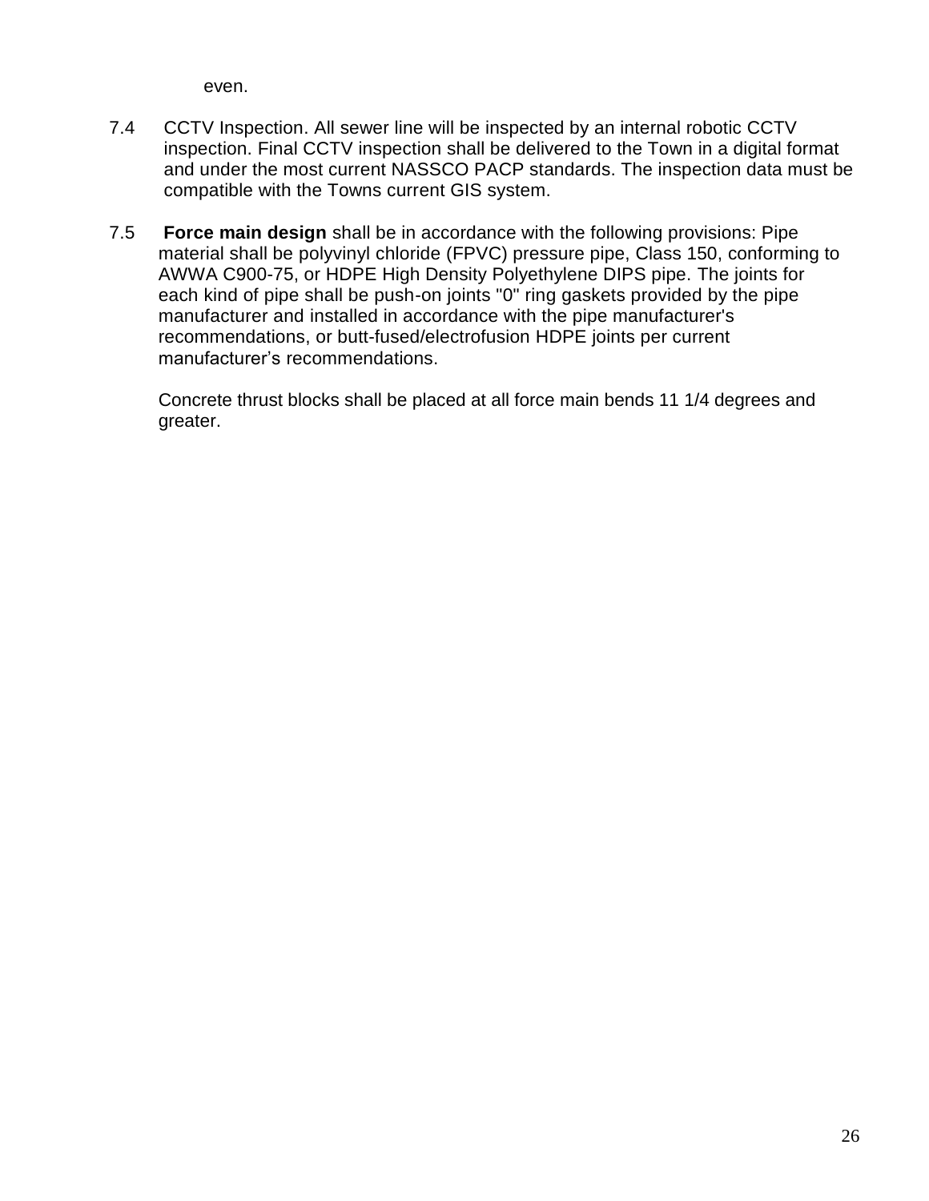even.

7.4 CCTV Inspection. All sewer line will be inspected by an internal robotic CCTV inspection. Final CCTV inspection shall be delivered to the Town in a digital format and under the most current NASSCO PACP standards. The inspection data must be compatible with the Towns current GIS system.

7.5 **Force main design** shall be in accordance with the following provisions: Pipe material shall be polyvinyl chloride (FPVC) pressure pipe, Class 150, conforming to AWWA C900-75, or HDPE High Density Polyethylene DIPS pipe. The joints for each kind of pipe shall be push-on joints "0" ring gaskets provided by the pipe manufacturer and installed in accordance with the pipe manufacturer's recommendations, or butt-fused/electrofusion HDPE joints per current manufacturer's recommendations.

Concrete thrust blocks shall be placed at all force main bends 11 1/4 degrees and greater.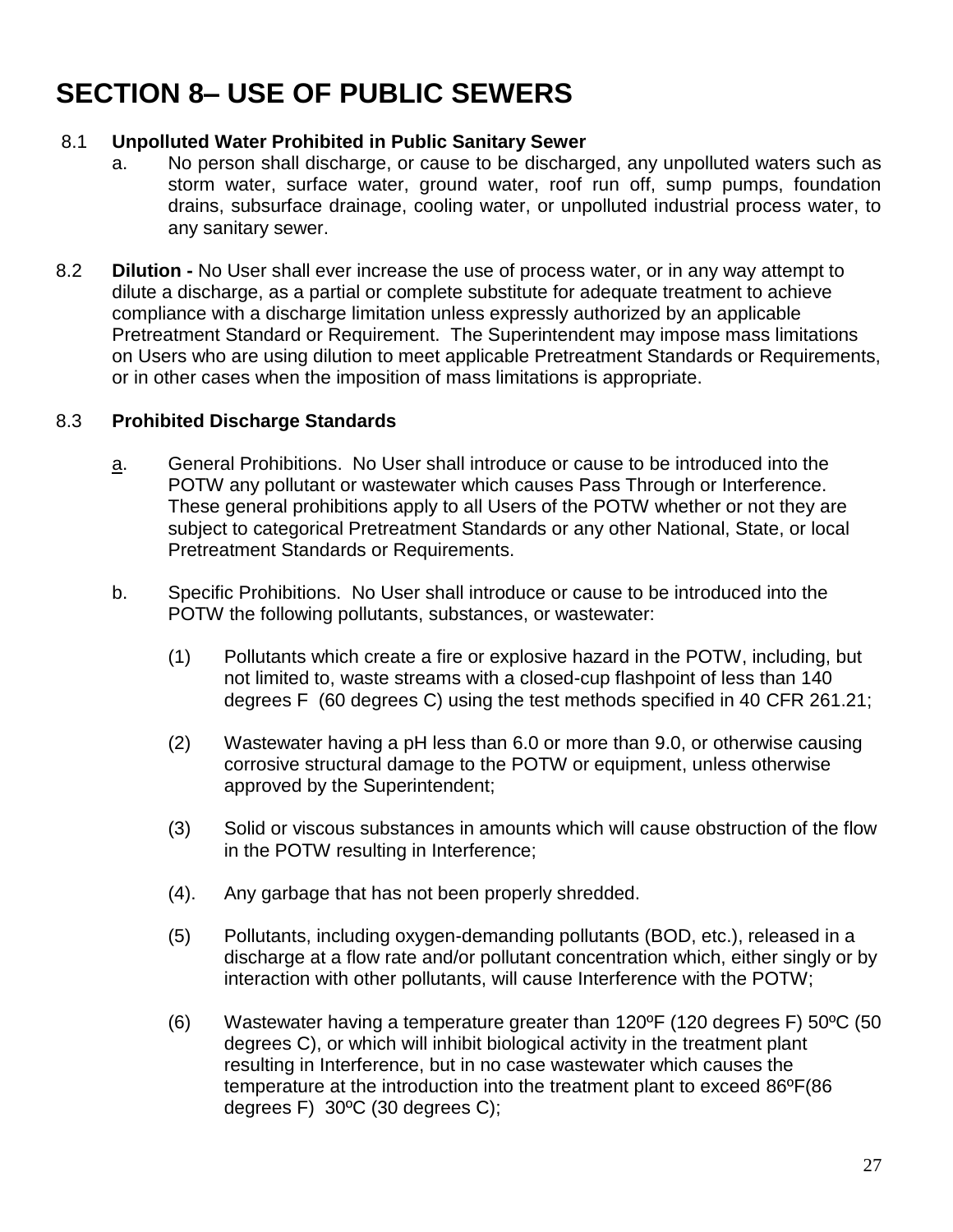# SECTION 8– USE OF PUBLIC SEWERS

8.1 **Unpolluted Water Prohibited in Public Sanitary Sewer**

a. No person shall discharge, or cause to be discharged, any unpolluted waters such as storm water, surface water, ground water, roof run off, sump pumps, foundation drains, subsurface drainage, cooling water, or unpolluted industrial process water, to any sanitary sewer.

8.2 **Dilution -** No User shall ever increase the use of process water, or in any way attempt to dilute a discharge, as a partial or complete substitute for adequate treatment to achieve compliance with a discharge limitation unless expressly authorized by an applicable Pretreatment Standard or Requirement. The Superintendent may impose mass limitations on Users who are using dilution to meet applicable Pretreatment Standards or Requirements, or in other cases when the imposition of mass limitations is appropriate.

8.3 **Prohibited Discharge Standards**

a. General Prohibitions. No User shall introduce or cause to be introduced into the POTW any pollutant or wastewater which causes Pass Through or Interference. These general prohibitions apply to all Users of the POTW whether or not they are subject to categorical Pretreatment Standards or any other National, State, or local Pretreatment Standards or Requirements.

b. Specific Prohibitions. No User shall introduce or cause to be introduced into the POTW the following pollutants, substances, or wastewater:

(1) Pollutants which create a fire or explosive hazard in the POTW, including, but not limited to, waste streams with a closed-cup flashpoint of less than 140 degrees F (60 degrees C) using the test methods specified in 40 CFR 261.21;

(2) Wastewater having a pH less than 6.0 or more than 9.0, or otherwise causing corrosive structural damage to the POTW or equipment, unless otherwise approved by the Superintendent;

(3) Solid or viscous substances in amounts which will cause obstruction of the flow in the POTW resulting in Interference;

(4). Any garbage that has not been properly shredded.

(5) Pollutants, including oxygen-demanding pollutants (BOD, etc.), released in a discharge at a flow rate and/or pollutant concentration which, either singly or by interaction with other pollutants, will cause Interference with the POTW;

(6) Wastewater having a temperature greater than 120ºF (120 degrees F) 50ºC (50 degrees C), or which will inhibit biological activity in the treatment plant resulting in Interference, but in no case wastewater which causes the temperature at the introduction into the treatment plant to exceed 86ºF(86 degrees F) 30ºC (30 degrees C);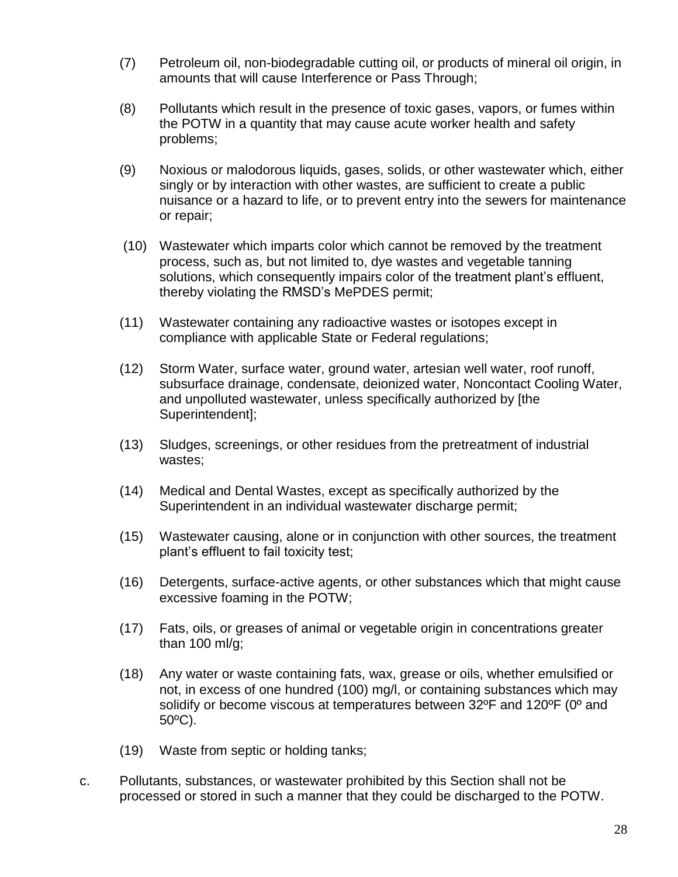(7) Petroleum oil, non-biodegradable cutting oil, or products of mineral oil origin, in amounts that will cause Interference or Pass Through;

(8) Pollutants which result in the presence of toxic gases, vapors, or fumes within the POTW in a quantity that may cause acute worker health and safety problems;

(9) Noxious or malodorous liquids, gases, solids, or other wastewater which, either singly or by interaction with other wastes, are sufficient to create a public nuisance or a hazard to life, or to prevent entry into the sewers for maintenance or repair;

(10) Wastewater which imparts color which cannot be removed by the treatment process, such as, but not limited to, dye wastes and vegetable tanning solutions, which consequently impairs color of the treatment plant's effluent, thereby violating the RMSD's MePDES permit;

(11) Wastewater containing any radioactive wastes or isotopes except in compliance with applicable State or Federal regulations;

(12) Storm Water, surface water, ground water, artesian well water, roof runoff, subsurface drainage, condensate, deionized water, Noncontact Cooling Water, and unpolluted wastewater, unless specifically authorized by [the Superintendent];

(13) Sludges, screenings, or other residues from the pretreatment of industrial wastes;

(14) Medical and Dental Wastes, except as specifically authorized by the Superintendent in an individual wastewater discharge permit;

(15) Wastewater causing, alone or in conjunction with other sources, the treatment plant's effluent to fail toxicity test;

(16) Detergents, surface-active agents, or other substances which that might cause excessive foaming in the POTW;

(17) Fats, oils, or greases of animal or vegetable origin in concentrations greater than 100 ml/g;

(18) Any water or waste containing fats, wax, grease or oils, whether emulsified or not, in excess of one hundred (100) mg/l, or containing substances which may solidify or become viscous at temperatures between 32ºF and 120ºF (0º and 50ºC).

(19) Waste from septic or holding tanks;

c. Pollutants, substances, or wastewater prohibited by this Section shall not be processed or stored in such a manner that they could be discharged to the POTW.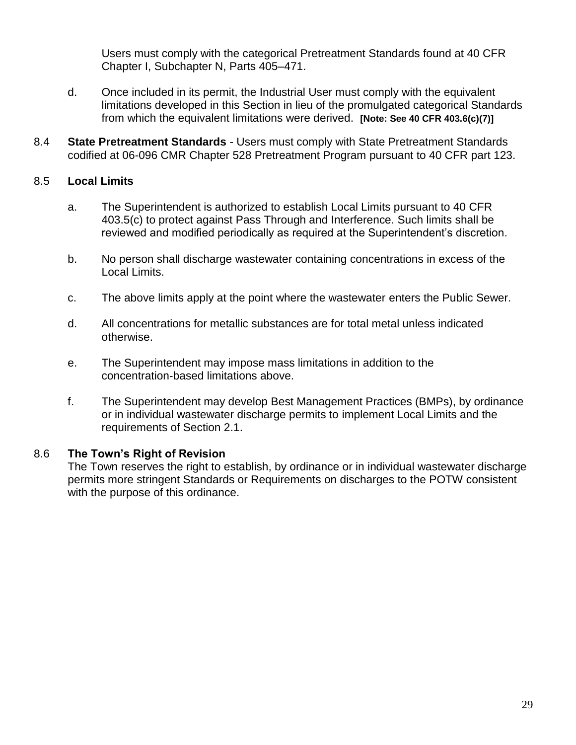Users must comply with the categorical Pretreatment Standards found at 40 CFR Chapter I, Subchapter N, Parts 405–471.

d. Once included in its permit, the Industrial User must comply with the equivalent limitations developed in this Section in lieu of the promulgated categorical Standards from which the equivalent limitations were derived. **[Note: See 40 CFR 403.6(c)(7)]**

8.4 **State Pretreatment Standards** - Users must comply with State Pretreatment Standards codified at 06-096 CMR Chapter 528 Pretreatment Program pursuant to 40 CFR part 123.

8.5 **Local Limits**

a. The Superintendent is authorized to establish Local Limits pursuant to 40 CFR 403.5(c) to protect against Pass Through and Interference. Such limits shall be reviewed and modified periodically as required at the Superintendent's discretion.

b. No person shall discharge wastewater containing concentrations in excess of the Local Limits.

c. The above limits apply at the point where the wastewater enters the Public Sewer.

d. All concentrations for metallic substances are for total metal unless indicated otherwise.

e. The Superintendent may impose mass limitations in addition to the concentration-based limitations above.

f. The Superintendent may develop Best Management Practices (BMPs), by ordinance or in individual wastewater discharge permits to implement Local Limits and the requirements of Section 2.1.

8.6 **The Town's Right of Revision**

The Town reserves the right to establish, by ordinance or in individual wastewater discharge permits more stringent Standards or Requirements on discharges to the POTW consistent with the purpose of this ordinance.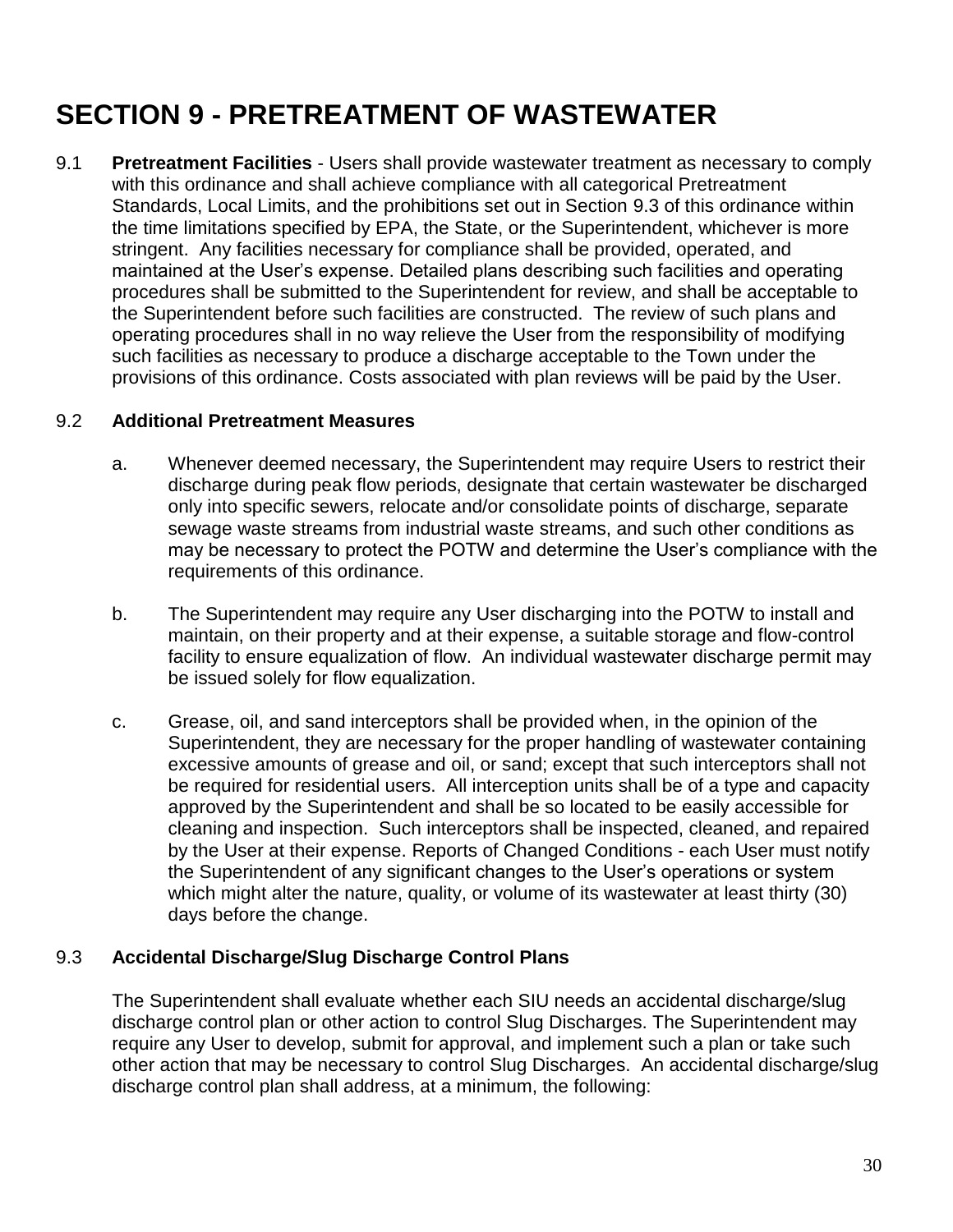# SECTION 9 - PRETREATMENT OF WASTEWATER

9.1 **Pretreatment Facilities** - Users shall provide wastewater treatment as necessary to comply with this ordinance and shall achieve compliance with all categorical Pretreatment Standards, Local Limits, and the prohibitions set out in Section 9.3 of this ordinance within the time limitations specified by EPA, the State, or the Superintendent, whichever is more stringent. Any facilities necessary for compliance shall be provided, operated, and maintained at the User's expense. Detailed plans describing such facilities and operating procedures shall be submitted to the Superintendent for review, and shall be acceptable to the Superintendent before such facilities are constructed. The review of such plans and operating procedures shall in no way relieve the User from the responsibility of modifying such facilities as necessary to produce a discharge acceptable to the Town under the provisions of this ordinance. Costs associated with plan reviews will be paid by the User.

9.2 **Additional Pretreatment Measures**

a. Whenever deemed necessary, the Superintendent may require Users to restrict their discharge during peak flow periods, designate that certain wastewater be discharged only into specific sewers, relocate and/or consolidate points of discharge, separate sewage waste streams from industrial waste streams, and such other conditions as may be necessary to protect the POTW and determine the User's compliance with the requirements of this ordinance.

b. The Superintendent may require any User discharging into the POTW to install and maintain, on their property and at their expense, a suitable storage and flow-control facility to ensure equalization of flow. An individual wastewater discharge permit may be issued solely for flow equalization.

c. Grease, oil, and sand interceptors shall be provided when, in the opinion of the Superintendent, they are necessary for the proper handling of wastewater containing excessive amounts of grease and oil, or sand; except that such interceptors shall not be required for residential users. All interception units shall be of a type and capacity approved by the Superintendent and shall be so located to be easily accessible for cleaning and inspection. Such interceptors shall be inspected, cleaned, and repaired by the User at their expense. Reports of Changed Conditions - each User must notify the Superintendent of any significant changes to the User's operations or system which might alter the nature, quality, or volume of its wastewater at least thirty (30) days before the change.

9.3 **Accidental Discharge/Slug Discharge Control Plans**

The Superintendent shall evaluate whether each SIU needs an accidental discharge/slug discharge control plan or other action to control Slug Discharges. The Superintendent may require any User to develop, submit for approval, and implement such a plan or take such other action that may be necessary to control Slug Discharges. An accidental discharge/slug discharge control plan shall address, at a minimum, the following: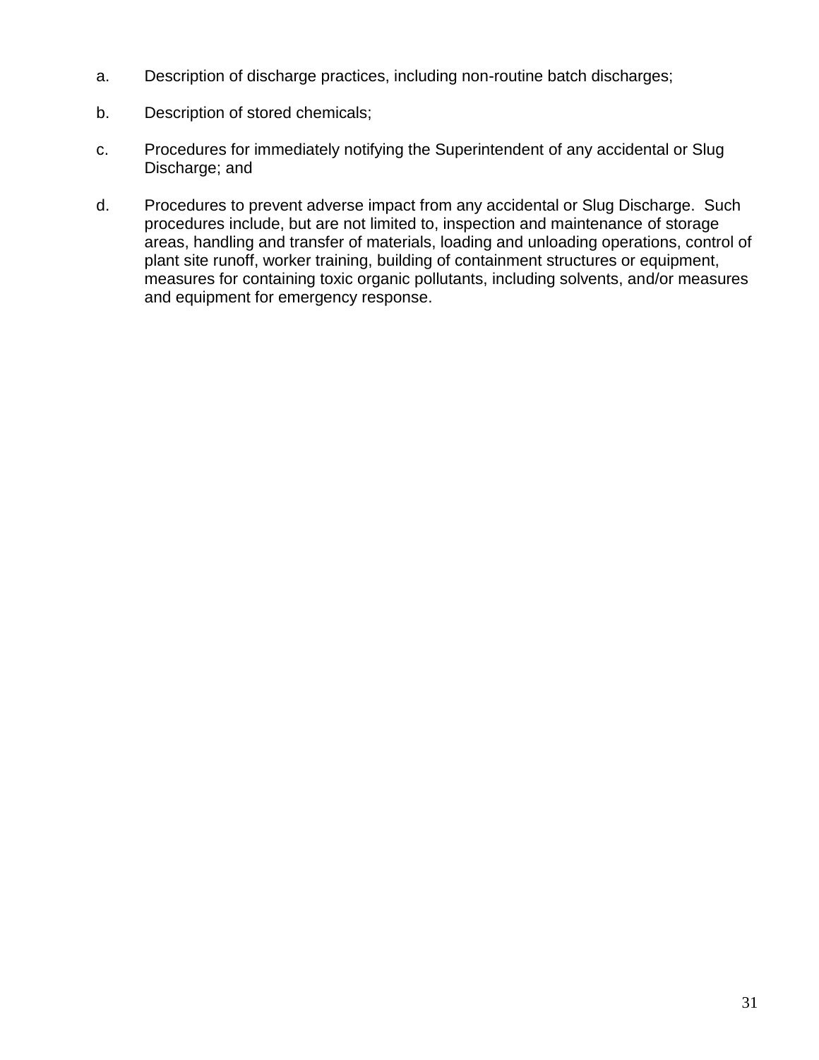a. Description of discharge practices, including non-routine batch discharges;

b. Description of stored chemicals;

c. Procedures for immediately notifying the Superintendent of any accidental or Slug Discharge; and

d. Procedures to prevent adverse impact from any accidental or Slug Discharge. Such procedures include, but are not limited to, inspection and maintenance of storage areas, handling and transfer of materials, loading and unloading operations, control of plant site runoff, worker training, building of containment structures or equipment, measures for containing toxic organic pollutants, including solvents, and/or measures and equipment for emergency response.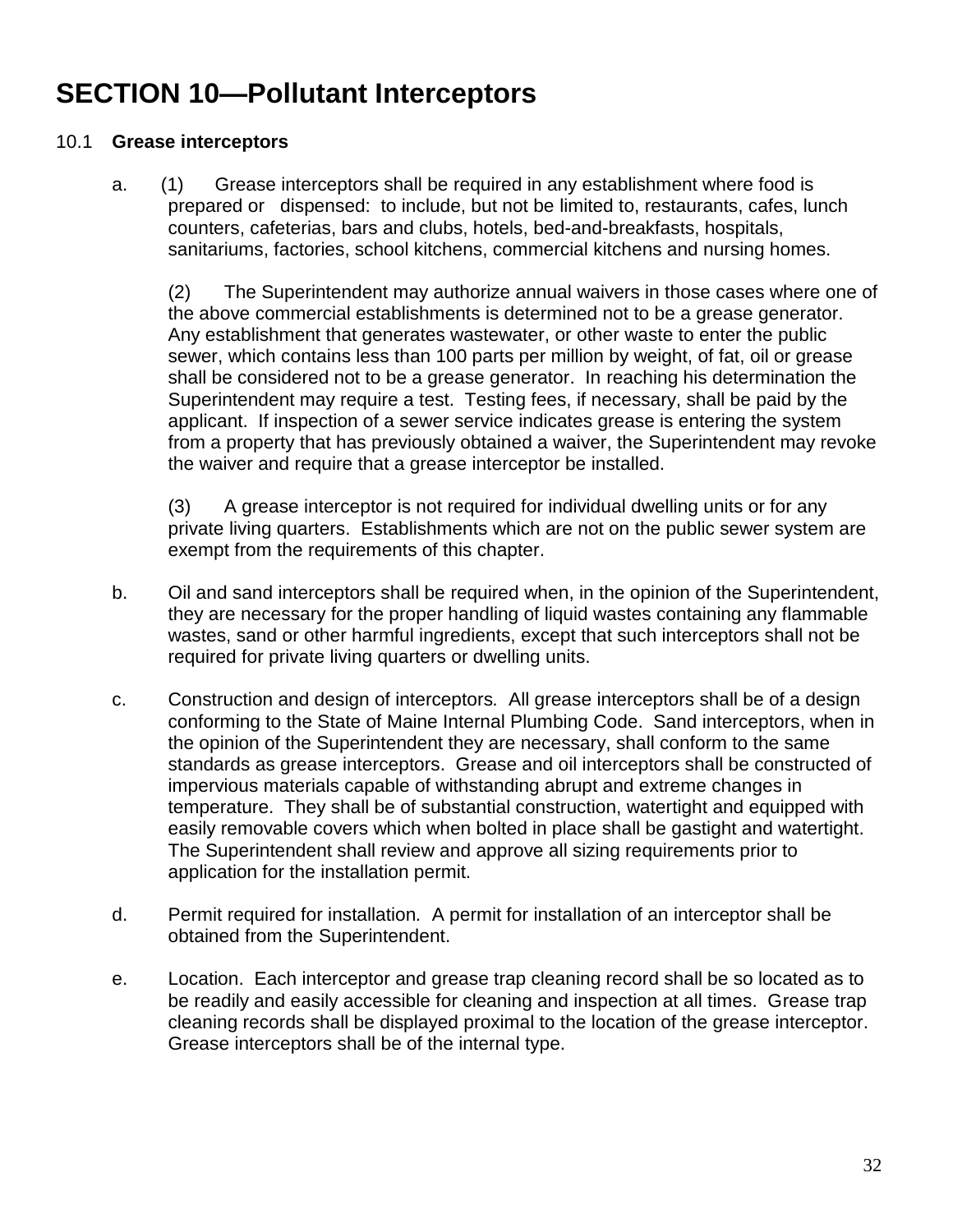# SECTION 10—Pollutant Interceptors

10.1 **Grease interceptors**

a. (1) Grease interceptors shall be required in any establishment where food is prepared or dispensed: to include, but not be limited to, restaurants, cafes, lunch counters, cafeterias, bars and clubs, hotels, bed-and-breakfasts, hospitals, sanitariums, factories, school kitchens, commercial kitchens and nursing homes.

(2) The Superintendent may authorize annual waivers in those cases where one of the above commercial establishments is determined not to be a grease generator. Any establishment that generates wastewater, or other waste to enter the public sewer, which contains less than 100 parts per million by weight, of fat, oil or grease shall be considered not to be a grease generator. In reaching his determination the Superintendent may require a test. Testing fees, if necessary, shall be paid by the applicant. If inspection of a sewer service indicates grease is entering the system from a property that has previously obtained a waiver, the Superintendent may revoke the waiver and require that a grease interceptor be installed.

(3) A grease interceptor is not required for individual dwelling units or for any private living quarters. Establishments which are not on the public sewer system are exempt from the requirements of this chapter.

b. Oil and sand interceptors shall be required when, in the opinion of the Superintendent, they are necessary for the proper handling of liquid wastes containing any flammable wastes, sand or other harmful ingredients, except that such interceptors shall not be required for private living quarters or dwelling units.

c. Construction and design of interceptors. All grease interceptors shall be of a design conforming to the State of Maine Internal Plumbing Code. Sand interceptors, when in the opinion of the Superintendent they are necessary, shall conform to the same standards as grease interceptors. Grease and oil interceptors shall be constructed of impervious materials capable of withstanding abrupt and extreme changes in temperature. They shall be of substantial construction, watertight and equipped with easily removable covers which when bolted in place shall be gastight and watertight. The Superintendent shall review and approve all sizing requirements prior to application for the installation permit.

d. Permit required for installation. A permit for installation of an interceptor shall be obtained from the Superintendent.

e. Location. Each interceptor and grease trap cleaning record shall be so located as to be readily and easily accessible for cleaning and inspection at all times. Grease trap cleaning records shall be displayed proximal to the location of the grease interceptor. Grease interceptors shall be of the internal type.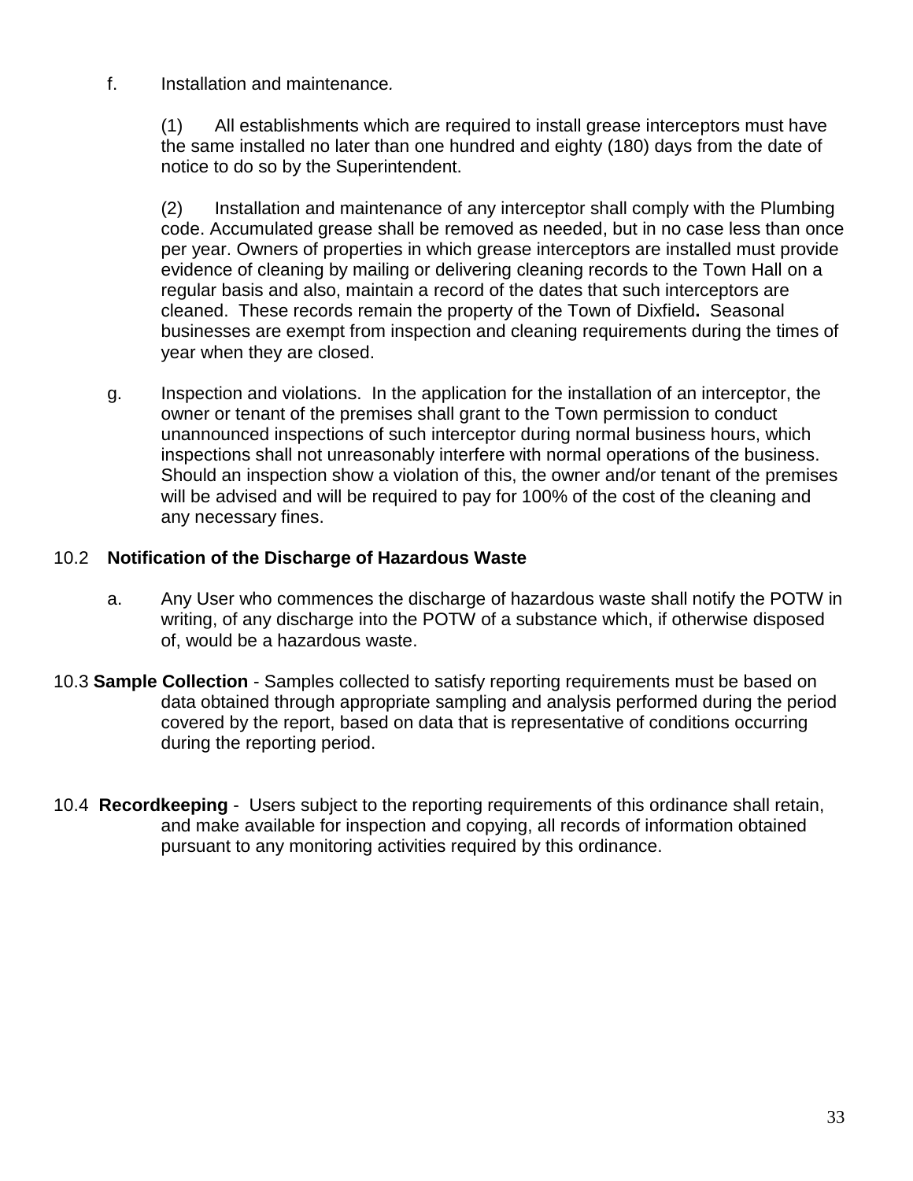f. Installation and maintenance.

(1) All establishments which are required to install grease interceptors must have the same installed no later than one hundred and eighty (180) days from the date of notice to do so by the Superintendent.

(2) Installation and maintenance of any interceptor shall comply with the Plumbing code. Accumulated grease shall be removed as needed, but in no case less than once per year. Owners of properties in which grease interceptors are installed must provide evidence of cleaning by mailing or delivering cleaning records to the Town Hall on a regular basis and also, maintain a record of the dates that such interceptors are cleaned. These records remain the property of the Town of Dixfield**.** Seasonal businesses are exempt from inspection and cleaning requirements during the times of year when they are closed.

g. Inspection and violations. In the application for the installation of an interceptor, the owner or tenant of the premises shall grant to the Town permission to conduct unannounced inspections of such interceptor during normal business hours, which inspections shall not unreasonably interfere with normal operations of the business. Should an inspection show a violation of this, the owner and/or tenant of the premises will be advised and will be required to pay for 100% of the cost of the cleaning and any necessary fines.

10.2 **Notification of the Discharge of Hazardous Waste**

a. Any User who commences the discharge of hazardous waste shall notify the POTW in writing, of any discharge into the POTW of a substance which, if otherwise disposed of, would be a hazardous waste.

10.3 **Sample Collection** - Samples collected to satisfy reporting requirements must be based on data obtained through appropriate sampling and analysis performed during the period covered by the report, based on data that is representative of conditions occurring during the reporting period.

10.4 **Recordkeeping** - Users subject to the reporting requirements of this ordinance shall retain, and make available for inspection and copying, all records of information obtained pursuant to any monitoring activities required by this ordinance.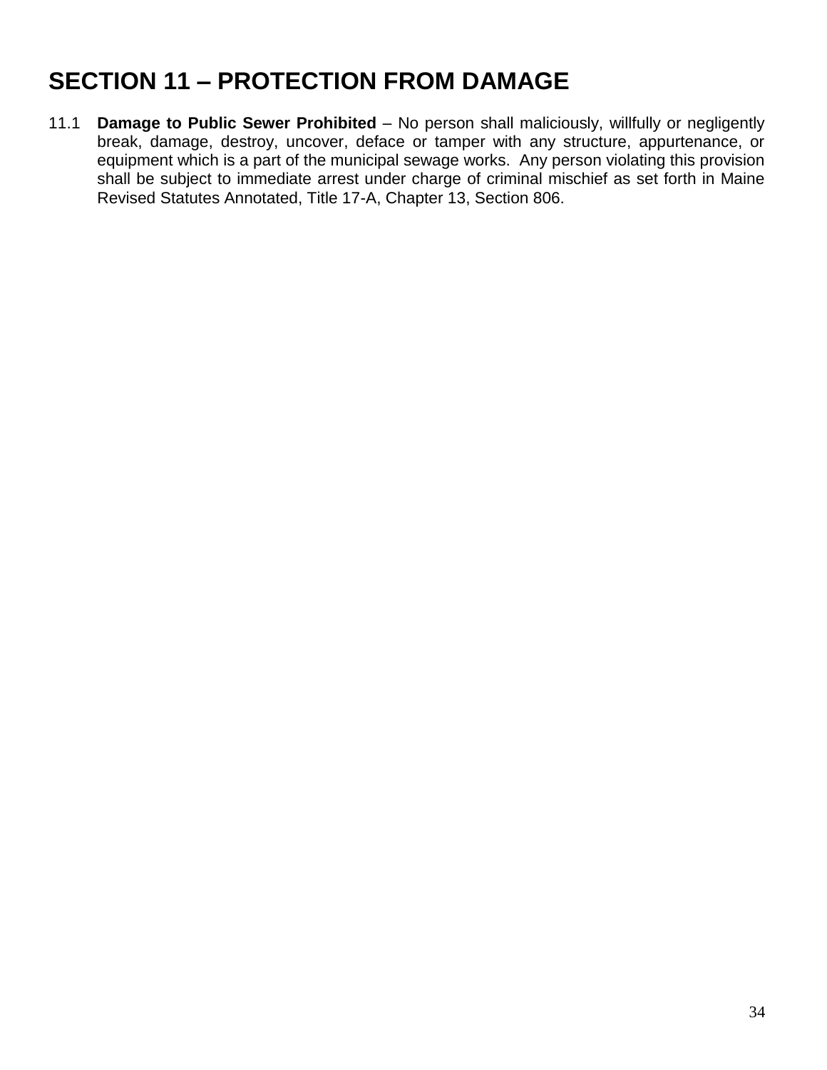# SECTION 11 – PROTECTION FROM DAMAGE

11.1 **Damage to Public Sewer Prohibited** – No person shall maliciously, willfully or negligently break, damage, destroy, uncover, deface or tamper with any structure, appurtenance, or equipment which is a part of the municipal sewage works. Any person violating this provision shall be subject to immediate arrest under charge of criminal mischief as set forth in Maine Revised Statutes Annotated, Title 17-A, Chapter 13, Section 806.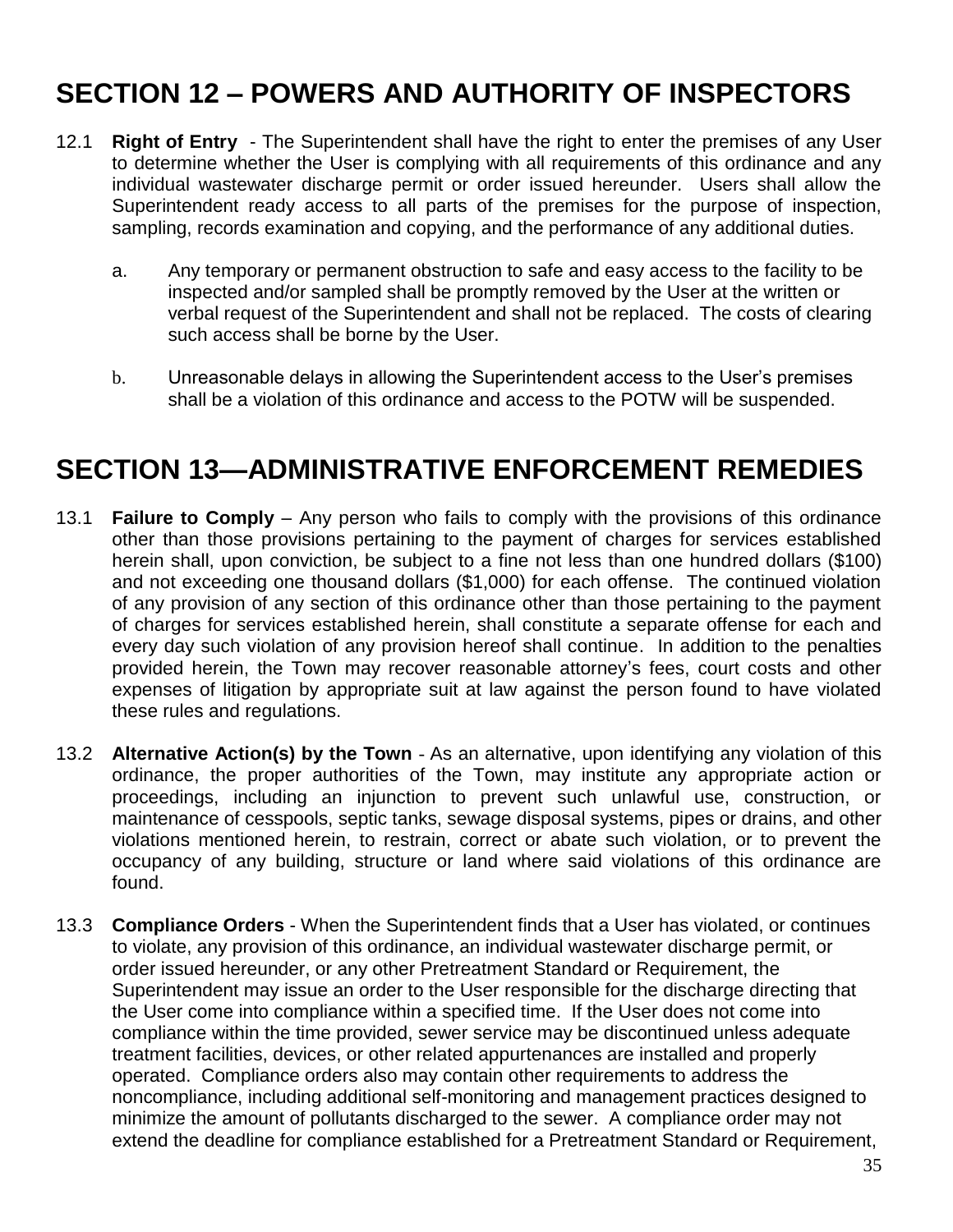# SECTION 12 – POWERS AND AUTHORITY OF INSPECTORS

12.1 **Right of Entry** - The Superintendent shall have the right to enter the premises of any User to determine whether the User is complying with all requirements of this ordinance and any individual wastewater discharge permit or order issued hereunder. Users shall allow the Superintendent ready access to all parts of the premises for the purpose of inspection, sampling, records examination and copying, and the performance of any additional duties.

a. Any temporary or permanent obstruction to safe and easy access to the facility to be inspected and/or sampled shall be promptly removed by the User at the written or verbal request of the Superintendent and shall not be replaced. The costs of clearing such access shall be borne by the User.

b. Unreasonable delays in allowing the Superintendent access to the User's premises shall be a violation of this ordinance and access to the POTW will be suspended.

# SECTION 13—ADMINISTRATIVE ENFORCEMENT REMEDIES

13.1 **Failure to Comply** – Any person who fails to comply with the provisions of this ordinance other than those provisions pertaining to the payment of charges for services established herein shall, upon conviction, be subject to a fine not less than one hundred dollars ($100) and not exceeding one thousand dollars ($1,000) for each offense. The continued violation of any provision of any section of this ordinance other than those pertaining to the payment of charges for services established herein, shall constitute a separate offense for each and every day such violation of any provision hereof shall continue. In addition to the penalties provided herein, the Town may recover reasonable attorney's fees, court costs and other expenses of litigation by appropriate suit at law against the person found to have violated these rules and regulations.

13.2 **Alternative Action(s) by the Town** - As an alternative, upon identifying any violation of this ordinance, the proper authorities of the Town, may institute any appropriate action or proceedings, including an injunction to prevent such unlawful use, construction, or maintenance of cesspools, septic tanks, sewage disposal systems, pipes or drains, and other violations mentioned herein, to restrain, correct or abate such violation, or to prevent the occupancy of any building, structure or land where said violations of this ordinance are found.

13.3 **Compliance Orders** - When the Superintendent finds that a User has violated, or continues to violate, any provision of this ordinance, an individual wastewater discharge permit, or order issued hereunder, or any other Pretreatment Standard or Requirement, the Superintendent may issue an order to the User responsible for the discharge directing that the User come into compliance within a specified time. If the User does not come into compliance within the time provided, sewer service may be discontinued unless adequate treatment facilities, devices, or other related appurtenances are installed and properly operated. Compliance orders also may contain other requirements to address the noncompliance, including additional self-monitoring and management practices designed to minimize the amount of pollutants discharged to the sewer. A compliance order may not extend the deadline for compliance established for a Pretreatment Standard or Requirement,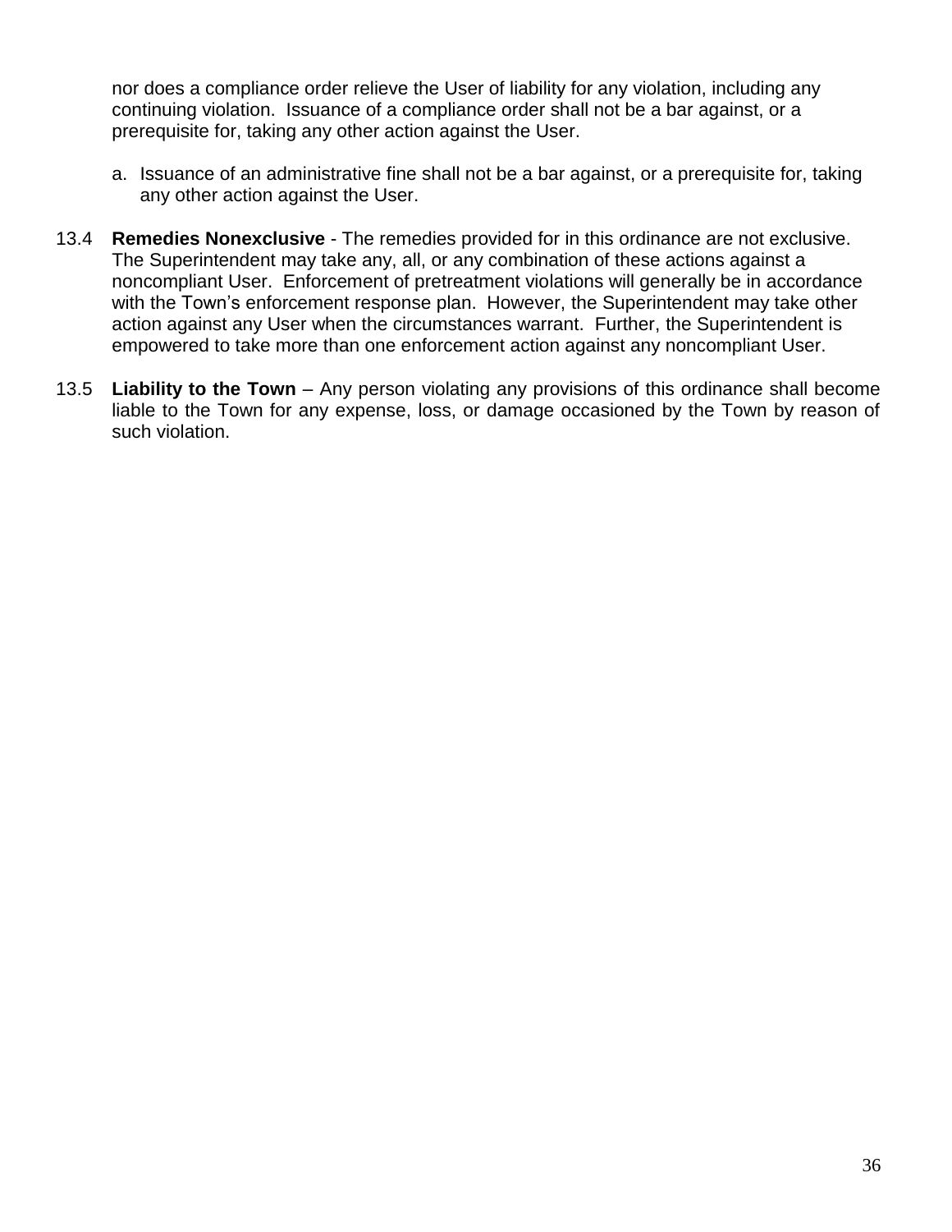nor does a compliance order relieve the User of liability for any violation, including any continuing violation. Issuance of a compliance order shall not be a bar against, or a prerequisite for, taking any other action against the User.

a. Issuance of an administrative fine shall not be a bar against, or a prerequisite for, taking any other action against the User.

13.4 **Remedies Nonexclusive** - The remedies provided for in this ordinance are not exclusive. The Superintendent may take any, all, or any combination of these actions against a noncompliant User. Enforcement of pretreatment violations will generally be in accordance with the Town's enforcement response plan. However, the Superintendent may take other action against any User when the circumstances warrant. Further, the Superintendent is empowered to take more than one enforcement action against any noncompliant User.

13.5 **Liability to the Town** – Any person violating any provisions of this ordinance shall become liable to the Town for any expense, loss, or damage occasioned by the Town by reason of such violation.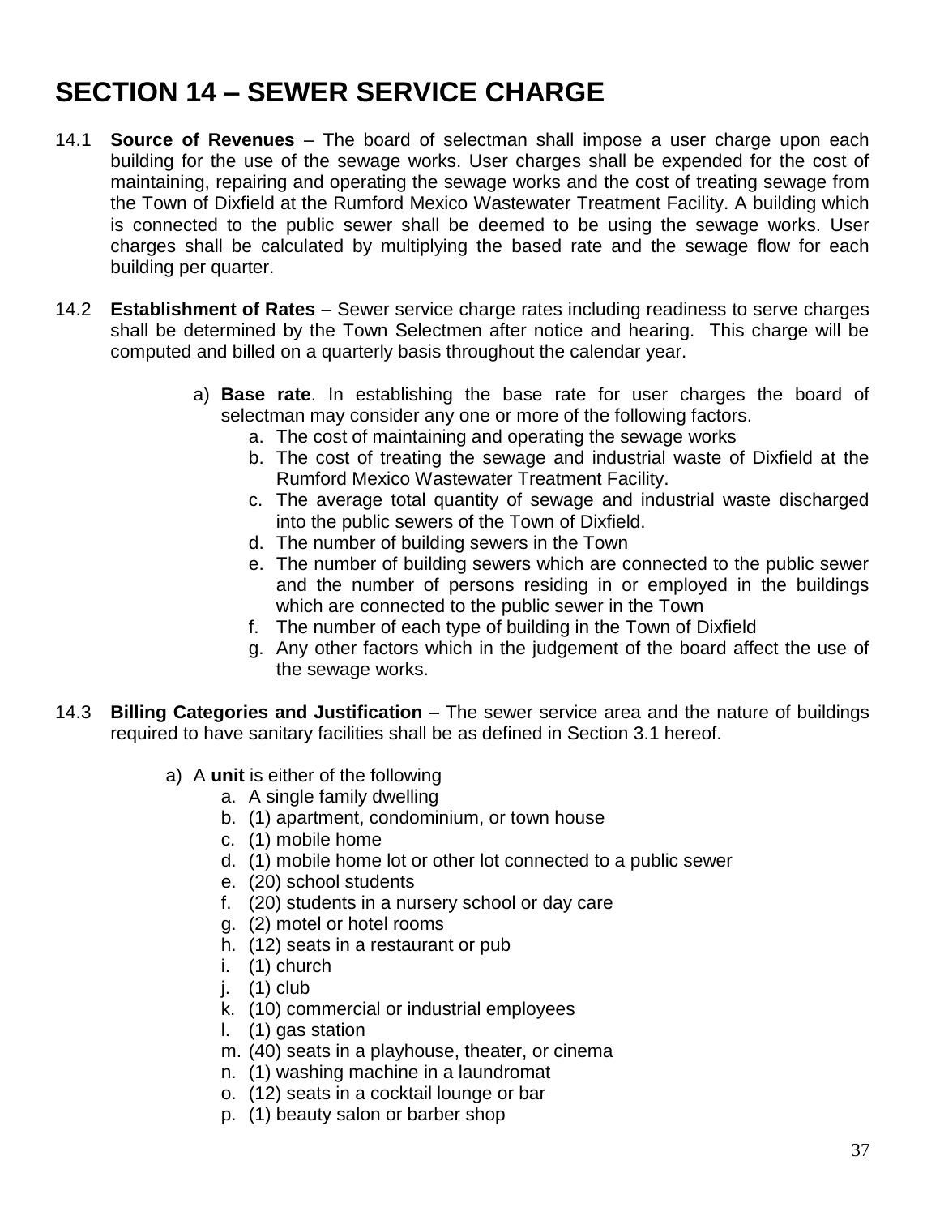# SECTION 14 – SEWER SERVICE CHARGE

14.1 **Source of Revenues** – The board of selectman shall impose a user charge upon each building for the use of the sewage works. User charges shall be expended for the cost of maintaining, repairing and operating the sewage works and the cost of treating sewage from the Town of Dixfield at the Rumford Mexico Wastewater Treatment Facility. A building which is connected to the public sewer shall be deemed to be using the sewage works. User charges shall be calculated by multiplying the based rate and the sewage flow for each building per quarter.

14.2 **Establishment of Rates** – Sewer service charge rates including readiness to serve charges shall be determined by the Town Selectmen after notice and hearing. This charge will be computed and billed on a quarterly basis throughout the calendar year.

a) **Base rate**. In establishing the base rate for user charges the board of selectman may consider any one or more of the following factors.
   a. The cost of maintaining and operating the sewage works
   b. The cost of treating the sewage and industrial waste of Dixfield at the Rumford Mexico Wastewater Treatment Facility.
   c. The average total quantity of sewage and industrial waste discharged into the public sewers of the Town of Dixfield.
   d. The number of building sewers in the Town
   e. The number of building sewers which are connected to the public sewer and the number of persons residing in or employed in the buildings which are connected to the public sewer in the Town
   f. The number of each type of building in the Town of Dixfield
   g. Any other factors which in the judgement of the board affect the use of the sewage works.

14.3 **Billing Categories and Justification** – The sewer service area and the nature of buildings required to have sanitary facilities shall be as defined in Section 3.1 hereof.

a) A **unit** is either of the following
   a. A single family dwelling
   b. (1) apartment, condominium, or town house
   c. (1) mobile home
   d. (1) mobile home lot or other lot connected to a public sewer
   e. (20) school students
   f. (20) students in a nursery school or day care
   g. (2) motel or hotel rooms
   h. (12) seats in a restaurant or pub
   i. (1) church
   j. (1) club
   k. (10) commercial or industrial employees
   l. (1) gas station
   m. (40) seats in a playhouse, theater, or cinema
   n. (1) washing machine in a laundromat
   o. (12) seats in a cocktail lounge or bar
   p. (1) beauty salon or barber shop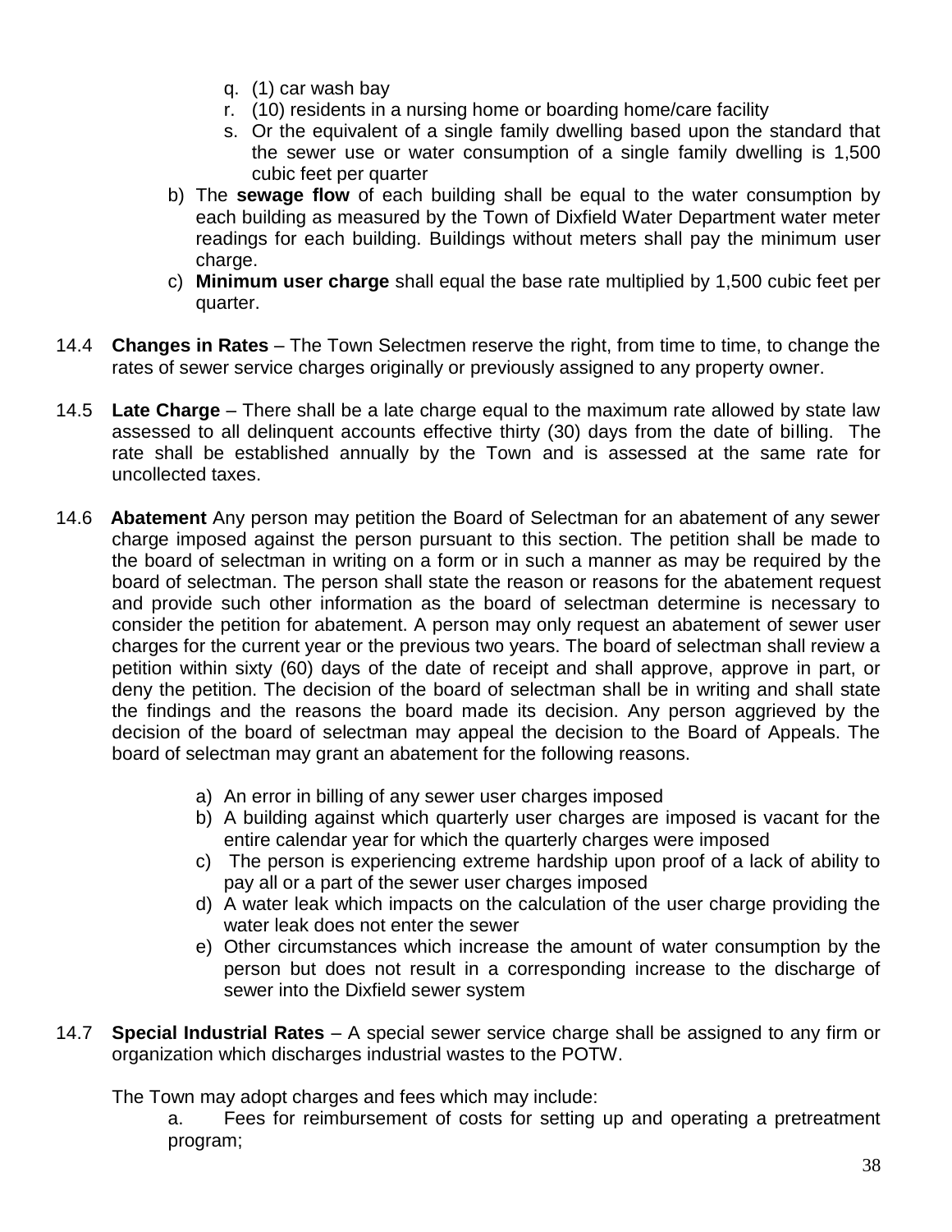q. (1) car wash bay
r. (10) residents in a nursing home or boarding home/care facility
s. Or the equivalent of a single family dwelling based upon the standard that the sewer use or water consumption of a single family dwelling is 1,500 cubic feet per quarter

b) The **sewage flow** of each building shall be equal to the water consumption by each building as measured by the Town of Dixfield Water Department water meter readings for each building. Buildings without meters shall pay the minimum user charge.

c) **Minimum user charge** shall equal the base rate multiplied by 1,500 cubic feet per quarter.

14.4 **Changes in Rates** – The Town Selectmen reserve the right, from time to time, to change the rates of sewer service charges originally or previously assigned to any property owner.

14.5 **Late Charge** – There shall be a late charge equal to the maximum rate allowed by state law assessed to all delinquent accounts effective thirty (30) days from the date of billing. The rate shall be established annually by the Town and is assessed at the same rate for uncollected taxes.

14.6 **Abatement** Any person may petition the Board of Selectman for an abatement of any sewer charge imposed against the person pursuant to this section. The petition shall be made to the board of selectman in writing on a form or in such a manner as may be required by the board of selectman. The person shall state the reason or reasons for the abatement request and provide such other information as the board of selectman determine is necessary to consider the petition for abatement. A person may only request an abatement of sewer user charges for the current year or the previous two years. The board of selectman shall review a petition within sixty (60) days of the date of receipt and shall approve, approve in part, or deny the petition. The decision of the board of selectman shall be in writing and shall state the findings and the reasons the board made its decision. Any person aggrieved by the decision of the board of selectman may appeal the decision to the Board of Appeals. The board of selectman may grant an abatement for the following reasons.

a) An error in billing of any sewer user charges imposed
b) A building against which quarterly user charges are imposed is vacant for the entire calendar year for which the quarterly charges were imposed
c) The person is experiencing extreme hardship upon proof of a lack of ability to pay all or a part of the sewer user charges imposed
d) A water leak which impacts on the calculation of the user charge providing the water leak does not enter the sewer
e) Other circumstances which increase the amount of water consumption by the person but does not result in a corresponding increase to the discharge of sewer into the Dixfield sewer system

14.7 **Special Industrial Rates** – A special sewer service charge shall be assigned to any firm or organization which discharges industrial wastes to the POTW.

The Town may adopt charges and fees which may include:

a. Fees for reimbursement of costs for setting up and operating a pretreatment program;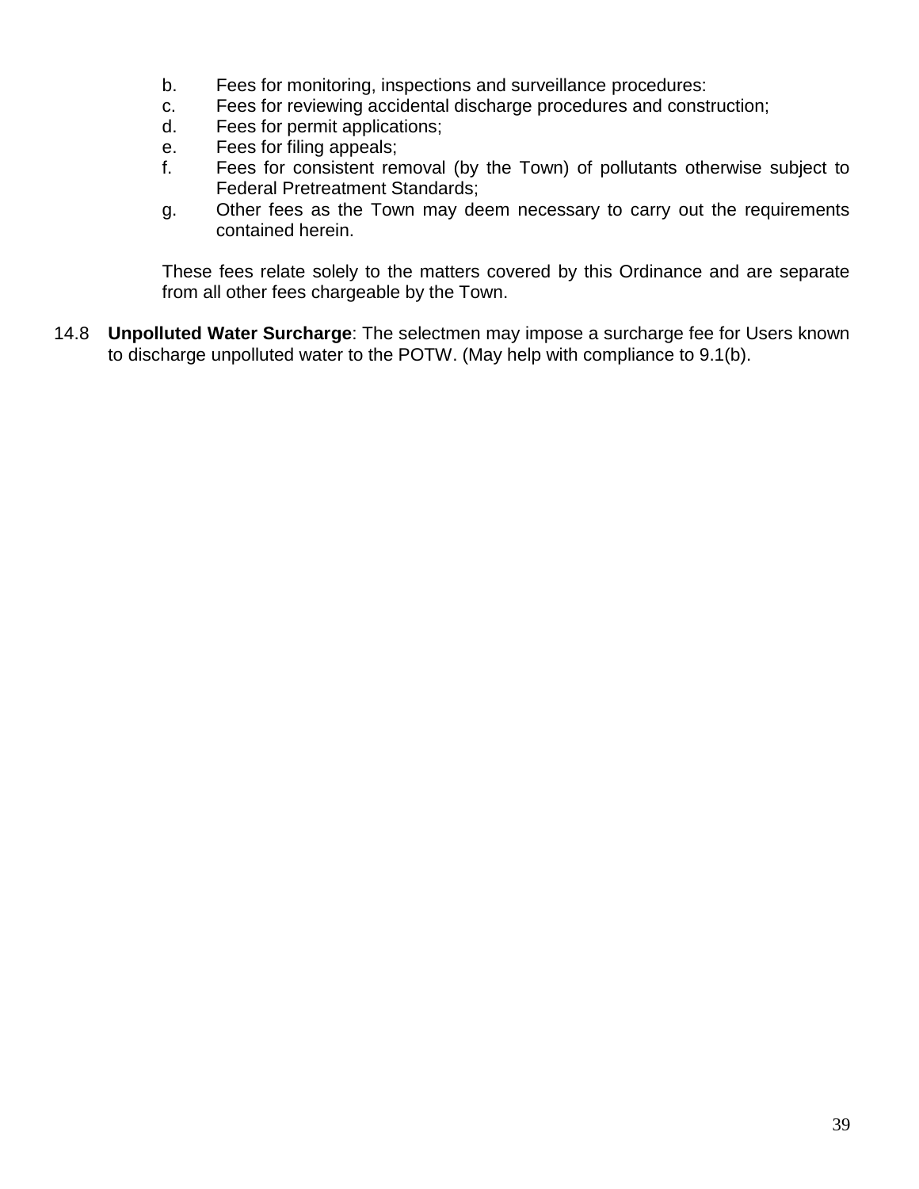b. Fees for monitoring, inspections and surveillance procedures:
c. Fees for reviewing accidental discharge procedures and construction;
d. Fees for permit applications;
e. Fees for filing appeals;
f. Fees for consistent removal (by the Town) of pollutants otherwise subject to Federal Pretreatment Standards;
g. Other fees as the Town may deem necessary to carry out the requirements contained herein.

These fees relate solely to the matters covered by this Ordinance and are separate from all other fees chargeable by the Town.

14.8 **Unpolluted Water Surcharge**: The selectmen may impose a surcharge fee for Users known to discharge unpolluted water to the POTW. (May help with compliance to 9.1(b).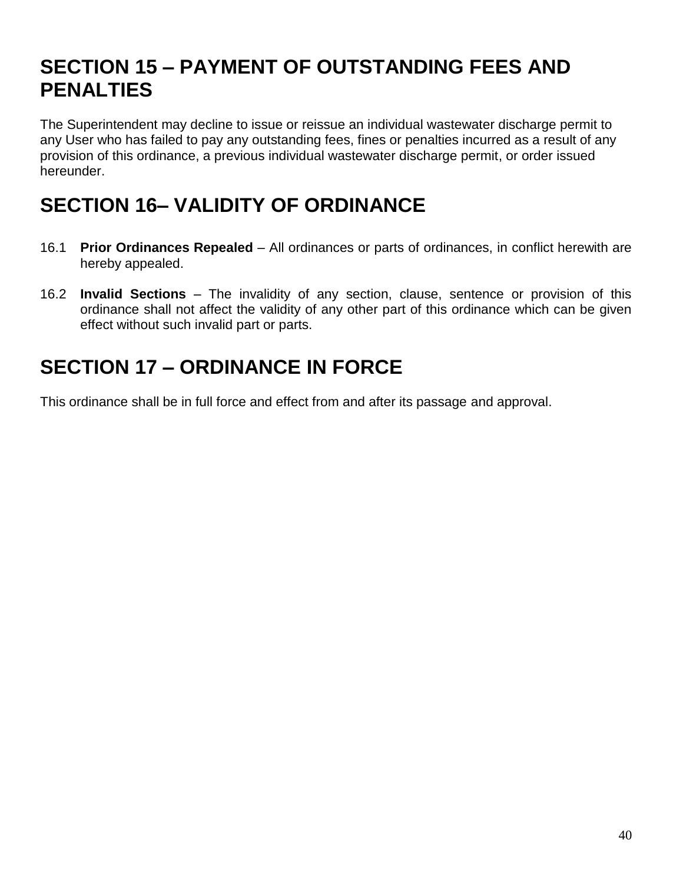# SECTION 15 – PAYMENT OF OUTSTANDING FEES AND PENALTIES

The Superintendent may decline to issue or reissue an individual wastewater discharge permit to any User who has failed to pay any outstanding fees, fines or penalties incurred as a result of any provision of this ordinance, a previous individual wastewater discharge permit, or order issued hereunder.

# SECTION 16– VALIDITY OF ORDINANCE

16.1 **Prior Ordinances Repealed** – All ordinances or parts of ordinances, in conflict herewith are hereby appealed.

16.2 **Invalid Sections** – The invalidity of any section, clause, sentence or provision of this ordinance shall not affect the validity of any other part of this ordinance which can be given effect without such invalid part or parts.

# SECTION 17 – ORDINANCE IN FORCE

This ordinance shall be in full force and effect from and after its passage and approval.